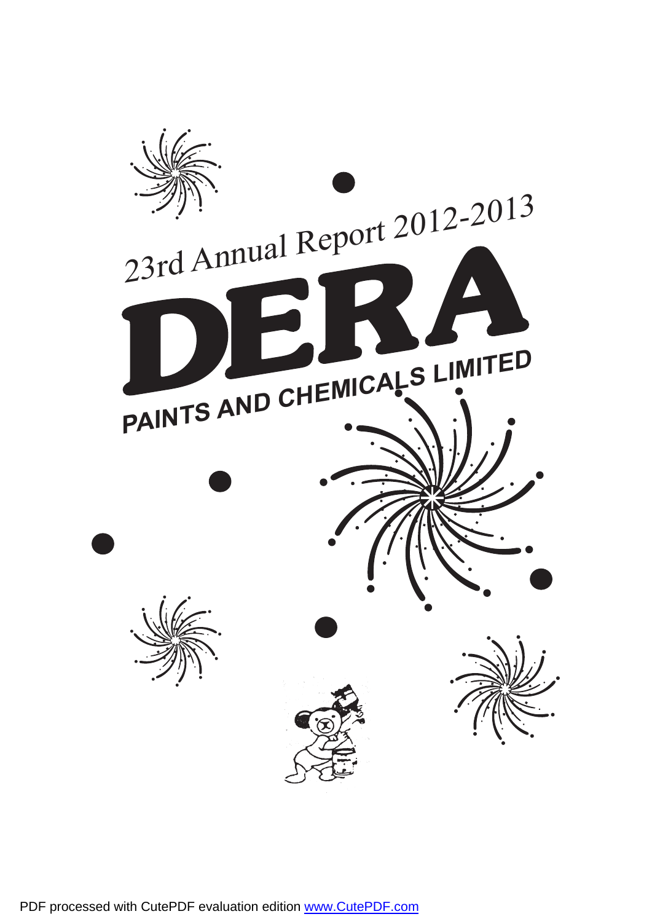23rd Annual Report 2012-2013

# DERA

## PAINTS AND CHEMICALS LIMITED

PDF processed with CutePDF evaluation edition www.CutePDF.com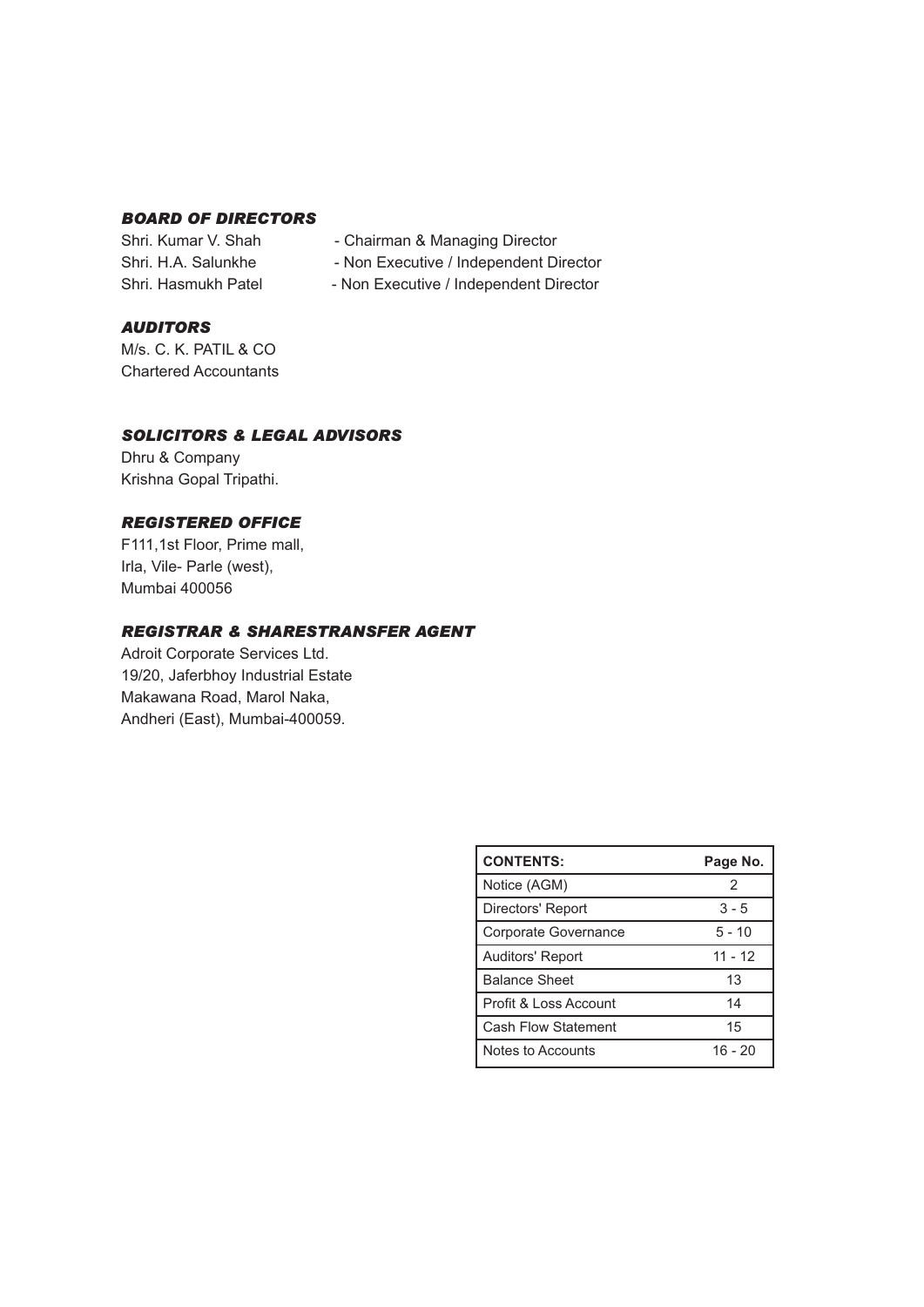### *BOARD OF DIRECTORS*

Shri. Kumar V. Shah - Chairman & Managing Director
Shri. H.A. Salunkhe - Non Executive / Independent Director
Shri. Hasmukh Patel - Non Executive / Independent Director

### *AUDITORS*

M/s. C. K. PATIL & CO
Chartered Accountants

### *SOLICITORS & LEGAL ADVISORS*

Dhru & Company
Krishna Gopal Tripathi.

### *REGISTERED OFFICE*

F111,1st Floor, Prime mall,
Irla, Vile- Parle (west),
Mumbai 400056

### *REGISTRAR & SHARESTRANSFER AGENT*

Adroit Corporate Services Ltd.
19/20, Jaferbhoy Industrial Estate
Makawana Road, Marol Naka,
Andheri (East), Mumbai-400059.

| **CONTENTS:** | **Page No.** |
|---|---|
| Notice (AGM) | 2 |
| Directors' Report | 3 - 5 |
| Corporate Governance | 5 - 10 |
| Auditors' Report | 11 - 12 |
| Balance Sheet | 13 |
| Profit & Loss Account | 14 |
| Cash Flow Statement | 15 |
| Notes to Accounts | 16 - 20 |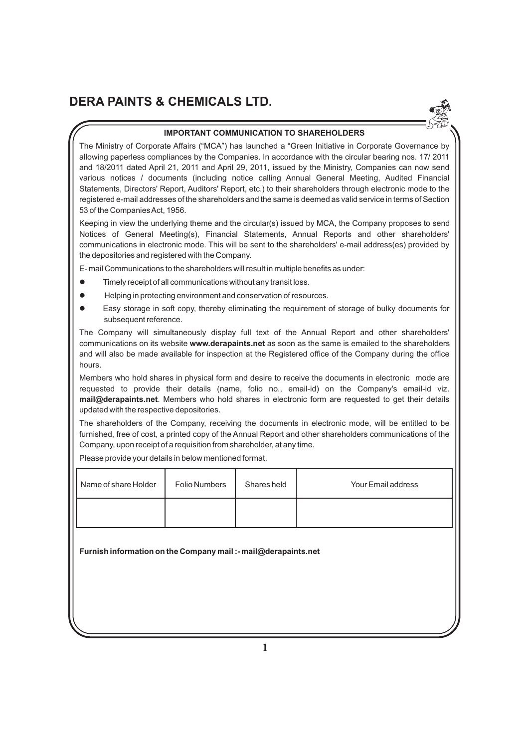# DERA PAINTS & CHEMICALS LTD.

## IMPORTANT COMMUNICATION TO SHAREHOLDERS

The Ministry of Corporate Affairs ("MCA") has launched a "Green Initiative in Corporate Governance by allowing paperless compliances by the Companies. In accordance with the circular bearing nos. 17/ 2011 and 18/2011 dated April 21, 2011 and April 29, 2011, issued by the Ministry, Companies can now send various notices / documents (including notice calling Annual General Meeting, Audited Financial Statements, Directors' Report, Auditors' Report, etc.) to their shareholders through electronic mode to the registered e-mail addresses of the shareholders and the same is deemed as valid service in terms of Section 53 of the Companies Act, 1956.

Keeping in view the underlying theme and the circular(s) issued by MCA, the Company proposes to send Notices of General Meeting(s), Financial Statements, Annual Reports and other shareholders' communications in electronic mode. This will be sent to the shareholders' e-mail address(es) provided by the depositories and registered with the Company.

E- mail Communications to the shareholders will result in multiple benefits as under:

- Timely receipt of all communications without any transit loss.
- Helping in protecting environment and conservation of resources.
- Easy storage in soft copy, thereby eliminating the requirement of storage of bulky documents for subsequent reference.

The Company will simultaneously display full text of the Annual Report and other shareholders' communications on its website **www.derapaints.net** as soon as the same is emailed to the shareholders and will also be made available for inspection at the Registered office of the Company during the office hours.

Members who hold shares in physical form and desire to receive the documents in electronic mode are requested to provide their details (name, folio no., email-id) on the Company's email-id viz. **mail@derapaints.net**. Members who hold shares in electronic form are requested to get their details updated with the respective depositories.

The shareholders of the Company, receiving the documents in electronic mode, will be entitled to be furnished, free of cost, a printed copy of the Annual Report and other shareholders communications of the Company, upon receipt of a requisition from shareholder, at any time.

Please provide your details in below mentioned format.

| Name of share Holder | Folio Numbers | Shares held | Your Email address |
| --- | --- | --- | --- |
| | | | |

**Furnish information on the Company mail :- mail@derapaints.net**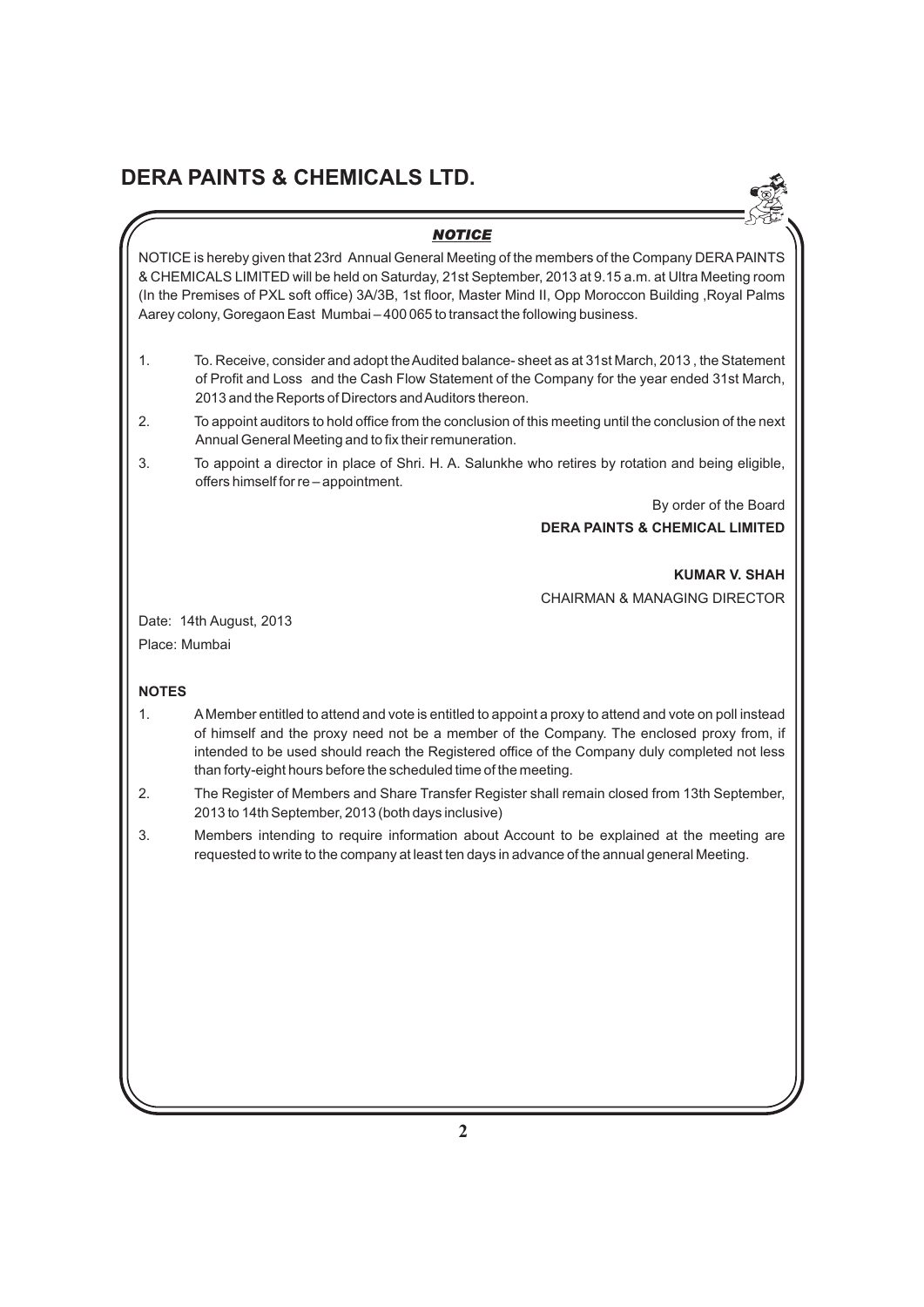# DERA PAINTS & CHEMICALS LTD.

## *NOTICE*

NOTICE is hereby given that 23rd Annual General Meeting of the members of the Company DERA PAINTS & CHEMICALS LIMITED will be held on Saturday, 21st September, 2013 at 9.15 a.m. at Ultra Meeting room (In the Premises of PXL soft office) 3A/3B, 1st floor, Master Mind II, Opp Moroccon Building ,Royal Palms Aarey colony, Goregaon East Mumbai – 400 065 to transact the following business.

1. To. Receive, consider and adopt the Audited balance- sheet as at 31st March, 2013 , the Statement of Profit and Loss and the Cash Flow Statement of the Company for the year ended 31st March, 2013 and the Reports of Directors and Auditors thereon.
2. To appoint auditors to hold office from the conclusion of this meeting until the conclusion of the next Annual General Meeting and to fix their remuneration.
3. To appoint a director in place of Shri. H. A. Salunkhe who retires by rotation and being eligible, offers himself for re – appointment.

By order of the Board

**DERA PAINTS & CHEMICAL LIMITED**

**KUMAR V. SHAH**

CHAIRMAN & MANAGING DIRECTOR

Date: 14th August, 2013

Place: Mumbai

**NOTES**

1. A Member entitled to attend and vote is entitled to appoint a proxy to attend and vote on poll instead of himself and the proxy need not be a member of the Company. The enclosed proxy from, if intended to be used should reach the Registered office of the Company duly completed not less than forty-eight hours before the scheduled time of the meeting.
2. The Register of Members and Share Transfer Register shall remain closed from 13th September, 2013 to 14th September, 2013 (both days inclusive)
3. Members intending to require information about Account to be explained at the meeting are requested to write to the company at least ten days in advance of the annual general Meeting.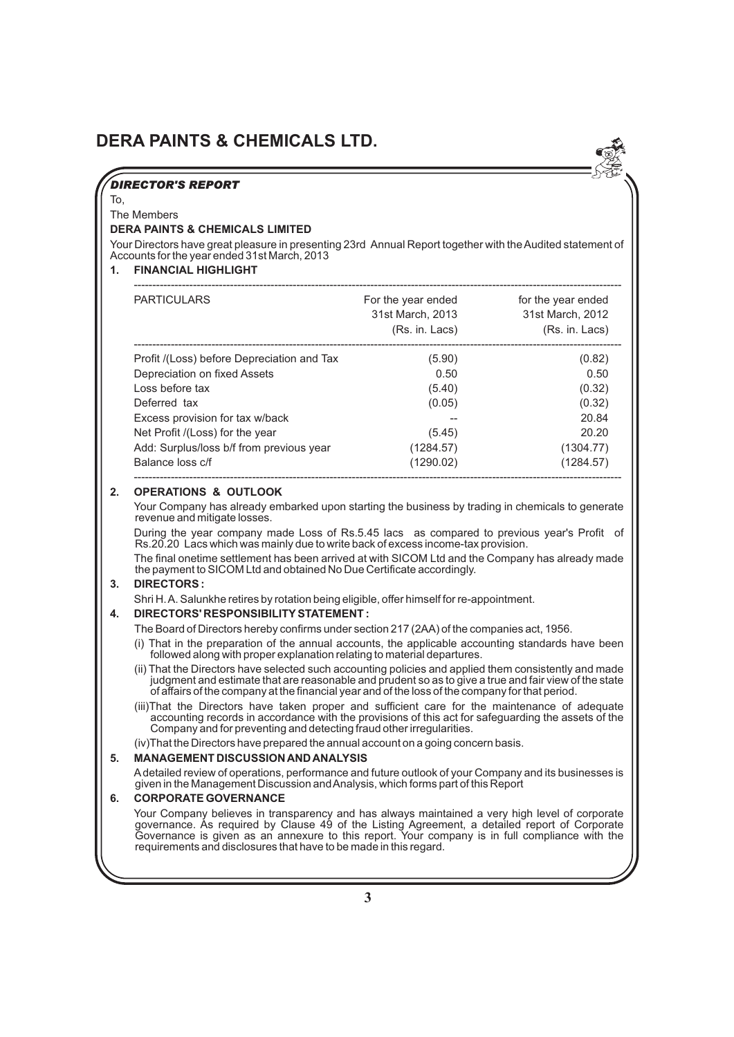# DERA PAINTS & CHEMICALS LTD.

***DIRECTOR'S REPORT***

To,

The Members

**DERA PAINTS & CHEMICALS LIMITED**

Your Directors have great pleasure in presenting 23rd Annual Report together with the Audited statement of Accounts for the year ended 31st March, 2013

## 1. FINANCIAL HIGHLIGHT

| PARTICULARS | For the year ended 31st March, 2013 (Rs. in. Lacs) | for the year ended 31st March, 2012 (Rs. in. Lacs) |
|---|---|---|
| Profit /(Loss) before Depreciation and Tax | (5.90) | (0.82) |
| Depreciation on fixed Assets | 0.50 | 0.50 |
| Loss before tax | (5.40) | (0.32) |
| Deferred tax | (0.05) | (0.32) |
| Excess provision for tax w/back | -- | 20.84 |
| Net Profit /(Loss) for the year | (5.45) | 20.20 |
| Add: Surplus/loss b/f from previous year | (1284.57) | (1304.77) |
| Balance loss c/f | (1290.02) | (1284.57) |

## 2. OPERATIONS & OUTLOOK

Your Company has already embarked upon starting the business by trading in chemicals to generate revenue and mitigate losses.

During the year company made Loss of Rs.5.45 lacs as compared to previous year's Profit of Rs.20.20 Lacs which was mainly due to write back of excess income-tax provision.

The final onetime settlement has been arrived at with SICOM Ltd and the Company has already made the payment to SICOM Ltd and obtained No Due Certificate accordingly.

## 3. DIRECTORS :

Shri H. A. Salunkhe retires by rotation being eligible, offer himself for re-appointment.

## 4. DIRECTORS' RESPONSIBILITY STATEMENT :

The Board of Directors hereby confirms under section 217 (2AA) of the companies act, 1956.

(i) That in the preparation of the annual accounts, the applicable accounting standards have been followed along with proper explanation relating to material departures.

(ii) That the Directors have selected such accounting policies and applied them consistently and made judgment and estimate that are reasonable and prudent so as to give a true and fair view of the state of affairs of the company at the financial year and of the loss of the company for that period.

(iii)That the Directors have taken proper and sufficient care for the maintenance of adequate accounting records in accordance with the provisions of this act for safeguarding the assets of the Company and for preventing and detecting fraud other irregularities.

(iv)That the Directors have prepared the annual account on a going concern basis.

## 5. MANAGEMENT DISCUSSION AND ANALYSIS

A detailed review of operations, performance and future outlook of your Company and its businesses is given in the Management Discussion and Analysis, which forms part of this Report

## 6. CORPORATE GOVERNANCE

Your Company believes in transparency and has always maintained a very high level of corporate governance. As required by Clause 49 of the Listing Agreement, a detailed report of Corporate Governance is given as an annexure to this report. Your company is in full compliance with the requirements and disclosures that have to be made in this regard.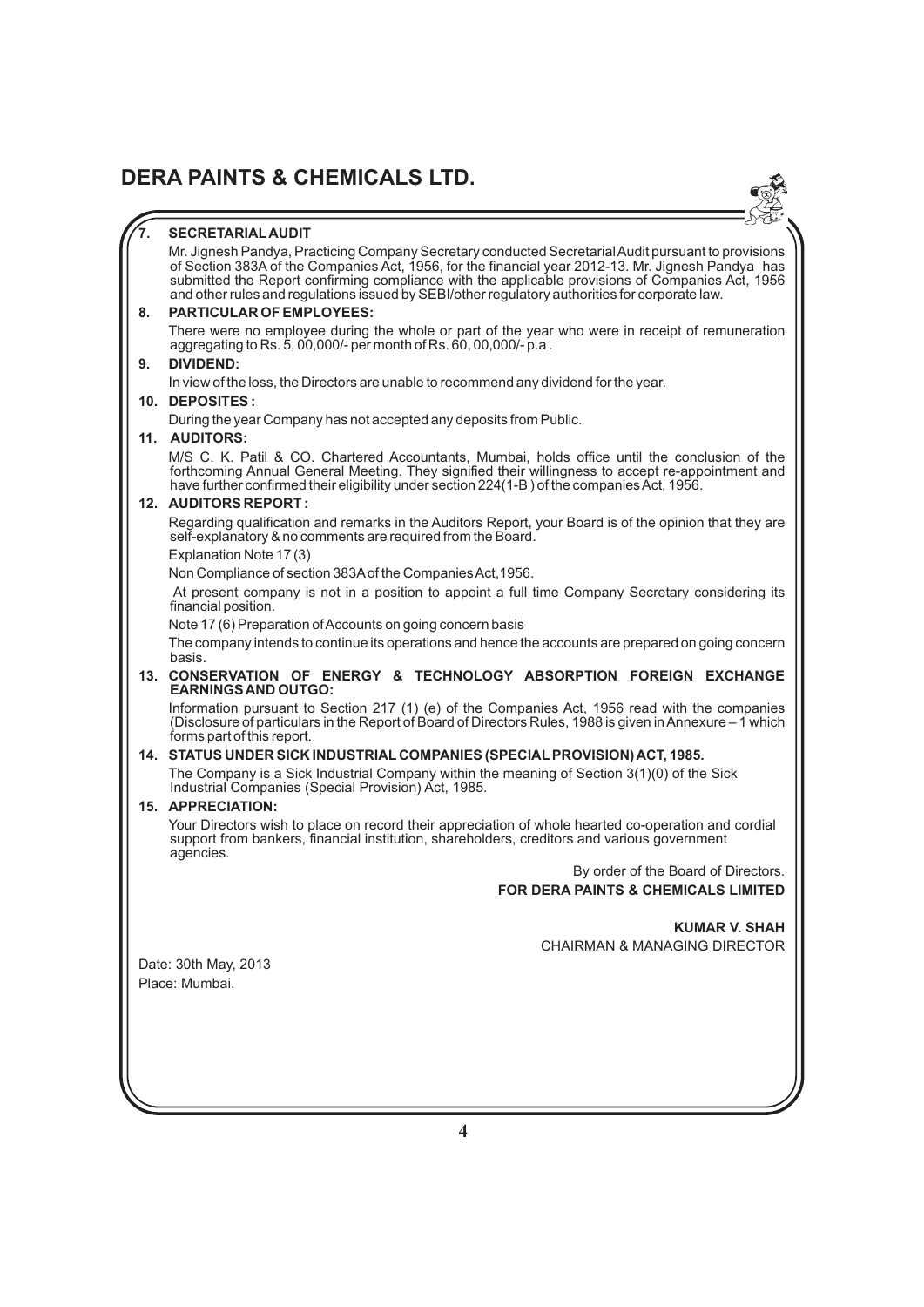## 7. SECRETARIAL AUDIT

Mr. Jignesh Pandya, Practicing Company Secretary conducted Secretarial Audit pursuant to provisions of Section 383A of the Companies Act, 1956, for the financial year 2012-13. Mr. Jignesh Pandya has submitted the Report confirming compliance with the applicable provisions of Companies Act, 1956 and other rules and regulations issued by SEBI/other regulatory authorities for corporate law.

## 8. PARTICULAR OF EMPLOYEES:

There were no employee during the whole or part of the year who were in receipt of remuneration aggregating to Rs. 5, 00,000/- per month of Rs. 60, 00,000/- p.a .

## 9. DIVIDEND:

In view of the loss, the Directors are unable to recommend any dividend for the year.

## 10. DEPOSITES :

During the year Company has not accepted any deposits from Public.

## 11. AUDITORS:

M/S C. K. Patil & CO. Chartered Accountants, Mumbai, holds office until the conclusion of the forthcoming Annual General Meeting. They signified their willingness to accept re-appointment and have further confirmed their eligibility under section 224(1-B ) of the companies Act, 1956.

## 12. AUDITORS REPORT :

Regarding qualification and remarks in the Auditors Report, your Board is of the opinion that they are self-explanatory & no comments are required from the Board.

Explanation Note 17 (3)

Non Compliance of section 383A of the Companies Act,1956.

At present company is not in a position to appoint a full time Company Secretary considering its financial position.

Note 17 (6) Preparation of Accounts on going concern basis

The company intends to continue its operations and hence the accounts are prepared on going concern basis.

## 13. CONSERVATION OF ENERGY & TECHNOLOGY ABSORPTION FOREIGN EXCHANGE EARNINGS AND OUTGO:

Information pursuant to Section 217 (1) (e) of the Companies Act, 1956 read with the companies (Disclosure of particulars in the Report of Board of Directors Rules, 1988 is given in Annexure – 1 which forms part of this report.

## 14. STATUS UNDER SICK INDUSTRIAL COMPANIES (SPECIAL PROVISION) ACT, 1985.

The Company is a Sick Industrial Company within the meaning of Section 3(1)(0) of the Sick Industrial Companies (Special Provision) Act, 1985.

## 15. APPRECIATION:

Your Directors wish to place on record their appreciation of whole hearted co-operation and cordial support from bankers, financial institution, shareholders, creditors and various government agencies.

By order of the Board of Directors.

**FOR DERA PAINTS & CHEMICALS LIMITED**

**KUMAR V. SHAH**

CHAIRMAN & MANAGING DIRECTOR

Date: 30th May, 2013

Place: Mumbai.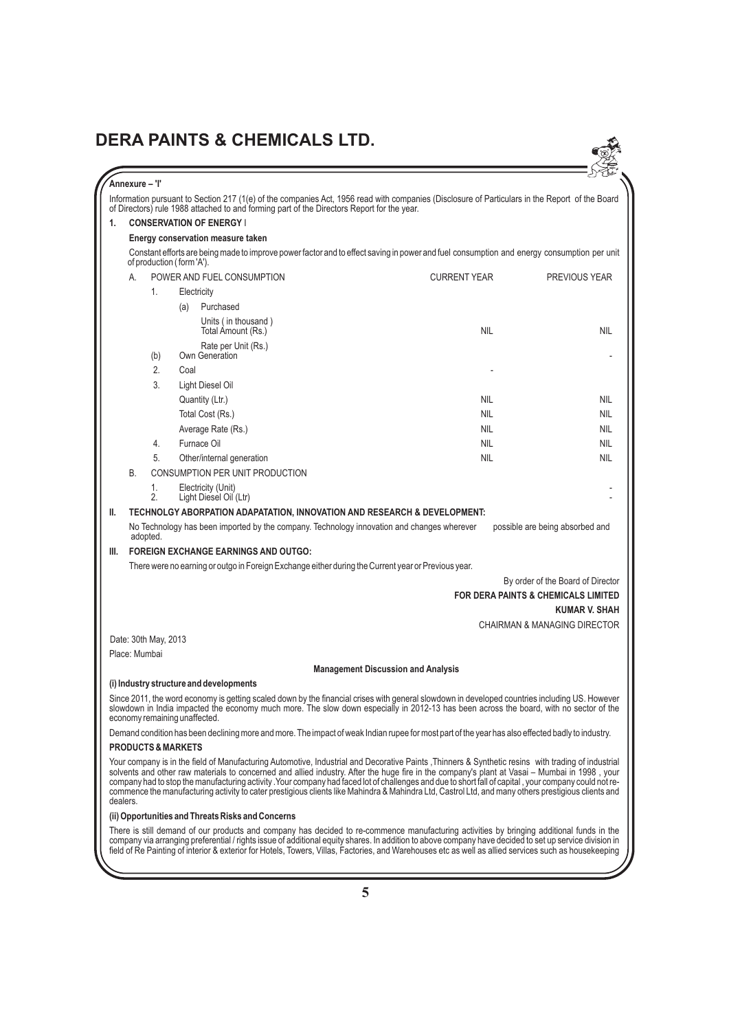## Annexure – 'I'

Information pursuant to Section 217 (1(e) of the companies Act, 1956 read with companies (Disclosure of Particulars in the Report of the Board of Directors) rule 1988 attached to and forming part of the Directors Report for the year.

### 1. CONSERVATION OF ENERGY I

**Energy conservation measure taken**

Constant efforts are being made to improve power factor and to effect saving in power and fuel consumption and energy consumption per unit of production ( form 'A').

| | | | CURRENT YEAR | PREVIOUS YEAR |
|---|---|---|---|---|
| A. | POWER AND FUEL CONSUMPTION | | | |
| | 1. | Electricity | | |
| | | (a) Purchased | | |
| | | Units ( in thousand ) Total Amount (Rs.) | NIL | NIL |
| | | Rate per Unit (Rs.) | | |
| | (b) | Own Generation | | - |
| | 2. | Coal | - | |
| | 3. | Light Diesel Oil | | |
| | | Quantity (Ltr.) | NIL | NIL |
| | | Total Cost (Rs.) | NIL | NIL |
| | | Average Rate (Rs.) | NIL | NIL |
| | 4. | Furnace Oil | NIL | NIL |
| | 5. | Other/internal generation | NIL | NIL |
| B. | CONSUMPTION PER UNIT PRODUCTION | | | |
| | 1. | Electricity (Unit) | | - |
| | 2. | Light Diesel Oil (Ltr) | | - |

### II. TECHNOLGY ABORPATION ADAPATATION, INNOVATION AND RESEARCH & DEVELOPMENT:

No Technology has been imported by the company. Technology innovation and changes wherever possible are being absorbed and adopted.

### III. FOREIGN EXCHANGE EARNINGS AND OUTGO:

There were no earning or outgo in Foreign Exchange either during the Current year or Previous year.

By order of the Board of Director

**FOR DERA PAINTS & CHEMICALS LIMITED**

**KUMAR V. SHAH**

CHAIRMAN & MANAGING DIRECTOR

Date: 30th May, 2013

Place: Mumbai

## Management Discussion and Analysis

**(i) Industry structure and developments**

Since 2011, the word economy is getting scaled down by the financial crises with general slowdown in developed countries including US. However slowdown in India impacted the economy much more. The slow down especially in 2012-13 has been across the board, with no sector of the economy remaining unaffected.

Demand condition has been declining more and more. The impact of weak Indian rupee for most part of the year has also effected badly to industry.

**PRODUCTS & MARKETS**

Your company is in the field of Manufacturing Automotive, Industrial and Decorative Paints ,Thinners & Synthetic resins with trading of industrial solvents and other raw materials to concerned and allied industry. After the huge fire in the company's plant at Vasai – Mumbai in 1998 , your company had to stop the manufacturing activity .Your company had faced lot of challenges and due to short fall of capital , your company could not re-commence the manufacturing activity to cater prestigious clients like Mahindra & Mahindra Ltd, Castrol Ltd, and many others prestigious clients and dealers.

**(ii) Opportunities and Threats Risks and Concerns**

There is still demand of our products and company has decided to re-commence manufacturing activities by bringing additional funds in the company via arranging preferential / rights issue of additional equity shares. In addition to above company have decided to set up service division in field of Re Painting of interior & exterior for Hotels, Towers, Villas, Factories, and Warehouses etc as well as allied services such as housekeeping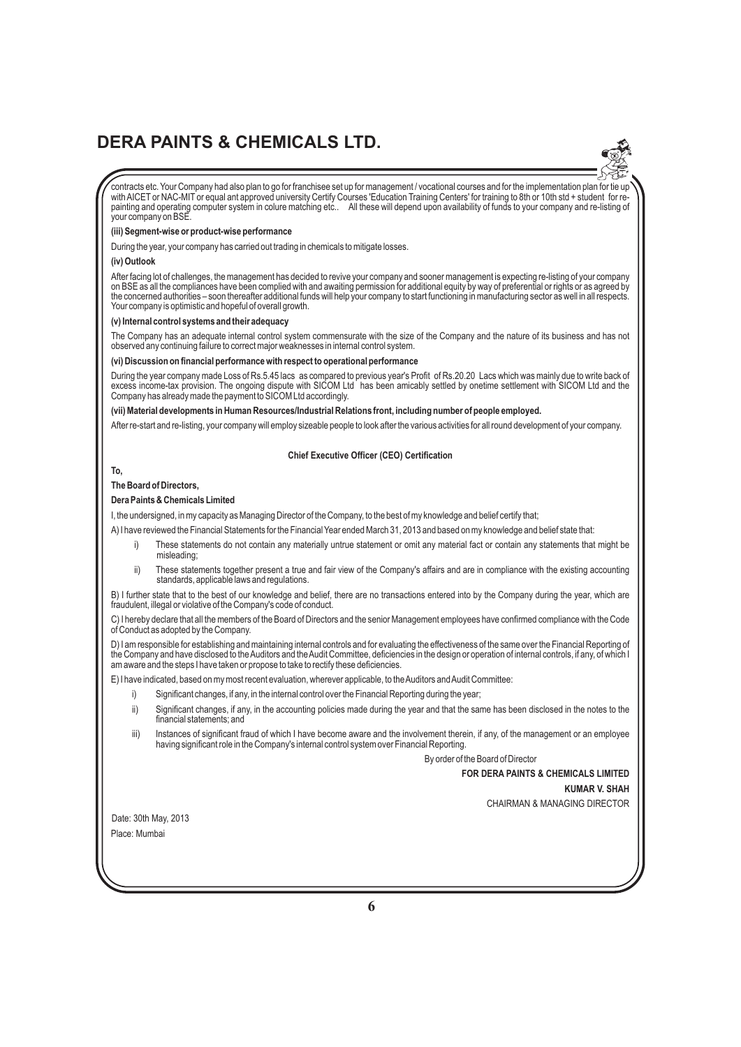contracts etc. Your Company had also plan to go for franchisee set up for management / vocational courses and for the implementation plan for tie up with AICET or NAC-MIT or equal ant approved university Certify Courses 'Education Training Centers' for training to 8th or 10th std + student for re-painting and operating computer system in colure matching etc.. All these will depend upon availability of funds to your company and re-listing of your company on BSE.

**(iii) Segment-wise or product-wise performance**

During the year, your company has carried out trading in chemicals to mitigate losses.

**(iv) Outlook**

After facing lot of challenges, the management has decided to revive your company and sooner management is expecting re-listing of your company on BSE as all the compliances have been complied with and awaiting permission for additional equity by way of preferential or rights or as agreed by the concerned authorities – soon thereafter additional funds will help your company to start functioning in manufacturing sector as well in all respects. Your company is optimistic and hopeful of overall growth.

**(v) Internal control systems and their adequacy**

The Company has an adequate internal control system commensurate with the size of the Company and the nature of its business and has not observed any continuing failure to correct major weaknesses in internal control system.

**(vi) Discussion on financial performance with respect to operational performance**

During the year company made Loss of Rs.5.45 lacs as compared to previous year's Profit of Rs.20.20 Lacs which was mainly due to write back of excess income-tax provision. The ongoing dispute with SICOM Ltd has been amicably settled by onetime settlement with SICOM Ltd and the Company has already made the payment to SICOM Ltd accordingly.

**(vii) Material developments in Human Resources/Industrial Relations front, including number of people employed.**

After re-start and re-listing, your company will employ sizeable people to look after the various activities for all round development of your company.

## Chief Executive Officer (CEO) Certification

**To,**

**The Board of Directors,**

**Dera Paints & Chemicals Limited**

I, the undersigned, in my capacity as Managing Director of the Company, to the best of my knowledge and belief certify that;

A) I have reviewed the Financial Statements for the Financial Year ended March 31, 2013 and based on my knowledge and belief state that:

- i) These statements do not contain any materially untrue statement or omit any material fact or contain any statements that might be misleading;
- ii) These statements together present a true and fair view of the Company's affairs and are in compliance with the existing accounting standards, applicable laws and regulations.

B) I further state that to the best of our knowledge and belief, there are no transactions entered into by the Company during the year, which are fraudulent, illegal or violative of the Company's code of conduct.

C) I hereby declare that all the members of the Board of Directors and the senior Management employees have confirmed compliance with the Code of Conduct as adopted by the Company.

D) I am responsible for establishing and maintaining internal controls and for evaluating the effectiveness of the same over the Financial Reporting of the Company and have disclosed to the Auditors and the Audit Committee, deficiencies in the design or operation of internal controls, if any, of which I am aware and the steps I have taken or propose to take to rectify these deficiencies.

E) I have indicated, based on my most recent evaluation, wherever applicable, to the Auditors and Audit Committee:

- i) Significant changes, if any, in the internal control over the Financial Reporting during the year;
- ii) Significant changes, if any, in the accounting policies made during the year and that the same has been disclosed in the notes to the financial statements; and
- iii) Instances of significant fraud of which I have become aware and the involvement therein, if any, of the management or an employee having significant role in the Company's internal control system over Financial Reporting.

By order of the Board of Director

**FOR DERA PAINTS & CHEMICALS LIMITED**

**KUMAR V. SHAH**

CHAIRMAN & MANAGING DIRECTOR

Date: 30th May, 2013

Place: Mumbai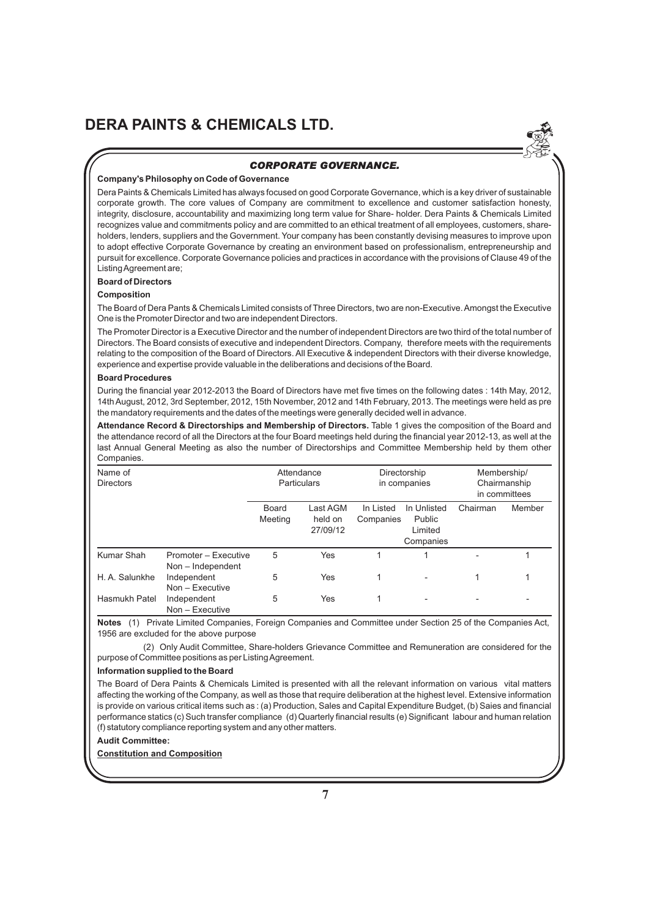## CORPORATE GOVERNANCE.

**Company's Philosophy on Code of Governance**

Dera Paints & Chemicals Limited has always focused on good Corporate Governance, which is a key driver of sustainable corporate growth. The core values of Company are commitment to excellence and customer satisfaction honesty, integrity, disclosure, accountability and maximizing long term value for Share- holder. Dera Paints & Chemicals Limited recognizes value and commitments policy and are committed to an ethical treatment of all employees, customers, share-holders, lenders, suppliers and the Government. Your company has been constantly devising measures to improve upon to adopt effective Corporate Governance by creating an environment based on professionalism, entrepreneurship and pursuit for excellence. Corporate Governance policies and practices in accordance with the provisions of Clause 49 of the Listing Agreement are;

**Board of Directors**

**Composition**

The Board of Dera Pants & Chemicals Limited consists of Three Directors, two are non-Executive. Amongst the Executive One is the Promoter Director and two are independent Directors.

The Promoter Director is a Executive Director and the number of independent Directors are two third of the total number of Directors. The Board consists of executive and independent Directors. Company, therefore meets with the requirements relating to the composition of the Board of Directors. All Executive & independent Directors with their diverse knowledge, experience and expertise provide valuable in the deliberations and decisions of the Board.

**Board Procedures**

During the financial year 2012-2013 the Board of Directors have met five times on the following dates : 14th May, 2012, 14th August, 2012, 3rd September, 2012, 15th November, 2012 and 14th February, 2013. The meetings were held as pre the mandatory requirements and the dates of the meetings were generally decided well in advance.

**Attendance Record & Directorships and Membership of Directors.** Table 1 gives the composition of the Board and the attendance record of all the Directors at the four Board meetings held during the financial year 2012-13, as well at the last Annual General Meeting as also the number of Directorships and Committee Membership held by them other Companies.

| Name of Directors | | Attendance Particulars | | Directorship in companies | | Membership/ Chairmanship in committees | |
|---|---|---|---|---|---|---|---|
| | | Board Meeting | Last AGM held on 27/09/12 | In Listed Companies | In Unlisted Public Limited Companies | Chairman | Member |
| Kumar Shah | Promoter – Executive Non – Independent | 5 | Yes | 1 | 1 | - | 1 |
| H. A. Salunkhe | Independent Non – Executive | 5 | Yes | 1 | - | 1 | 1 |
| Hasmukh Patel | Independent Non – Executive | 5 | Yes | 1 | - | - | - |

**Notes** (1) Private Limited Companies, Foreign Companies and Committee under Section 25 of the Companies Act, 1956 are excluded for the above purpose

(2) Only Audit Committee, Share-holders Grievance Committee and Remuneration are considered for the purpose of Committee positions as per Listing Agreement.

**Information supplied to the Board**

The Board of Dera Paints & Chemicals Limited is presented with all the relevant information on various vital matters affecting the working of the Company, as well as those that require deliberation at the highest level. Extensive information is provide on various critical items such as : (a) Production, Sales and Capital Expenditure Budget, (b) Saies and financial performance statics (c) Such transfer compliance (d) Quarterly financial results (e) Significant labour and human relation (f) statutory compliance reporting system and any other matters.

**Audit Committee:**

**<u>Constitution and Composition</u>**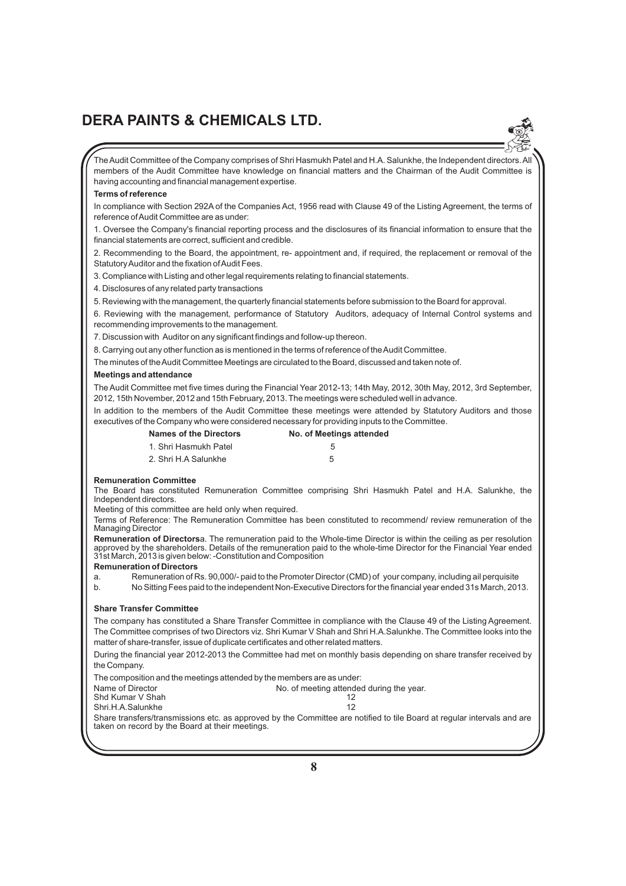The Audit Committee of the Company comprises of Shri Hasmukh Patel and H.A. Salunkhe, the Independent directors. All members of the Audit Committee have knowledge on financial matters and the Chairman of the Audit Committee is having accounting and financial management expertise.

**Terms of reference**

In compliance with Section 292A of the Companies Act, 1956 read with Clause 49 of the Listing Agreement, the terms of reference of Audit Committee are as under:

1. Oversee the Company's financial reporting process and the disclosures of its financial information to ensure that the financial statements are correct, sufficient and credible.

2. Recommending to the Board, the appointment, re- appointment and, if required, the replacement or removal of the Statutory Auditor and the fixation of Audit Fees.

3. Compliance with Listing and other legal requirements relating to financial statements.

4. Disclosures of any related party transactions

5. Reviewing with the management, the quarterly financial statements before submission to the Board for approval.

6. Reviewing with the management, performance of Statutory Auditors, adequacy of Internal Control systems and recommending improvements to the management.

7. Discussion with Auditor on any significant findings and follow-up thereon.

8. Carrying out any other function as is mentioned in the terms of reference of the Audit Committee.

The minutes of the Audit Committee Meetings are circulated to the Board, discussed and taken note of.

**Meetings and attendance**

The Audit Committee met five times during the Financial Year 2012-13; 14th May, 2012, 30th May, 2012, 3rd September, 2012, 15th November, 2012 and 15th February, 2013. The meetings were scheduled well in advance.

In addition to the members of the Audit Committee these meetings were attended by Statutory Auditors and those executives of the Company who were considered necessary for providing inputs to the Committee.

| Names of the Directors | No. of Meetings attended |
|---|---|
| 1. Shri Hasmukh Patel | 5 |
| 2. Shri H.A Salunkhe | 5 |

**Remuneration Committee**

The Board has constituted Remuneration Committee comprising Shri Hasmukh Patel and H.A. Salunkhe, the Independent directors.

Meeting of this committee are held only when required.

Terms of Reference: The Remuneration Committee has been constituted to recommend/ review remuneration of the Managing Director

**Remuneration of Directors**a. The remuneration paid to the Whole-time Director is within the ceiling as per resolution approved by the shareholders. Details of the remuneration paid to the whole-time Director for the Financial Year ended 31st March, 2013 is given below: -Constitution and Composition

**Remuneration of Directors**

a. Remuneration of Rs. 90,000/- paid to the Promoter Director (CMD) of your company, including ail perquisite

b. No Sitting Fees paid to the independent Non-Executive Directors for the financial year ended 31s March, 2013.

**Share Transfer Committee**

The company has constituted a Share Transfer Committee in compliance with the Clause 49 of the Listing Agreement. The Committee comprises of two Directors viz. Shri Kumar V Shah and Shri H.A.Salunkhe. The Committee looks into the matter of share-transfer, issue of duplicate certificates and other related matters.

During the financial year 2012-2013 the Committee had met on monthly basis depending on share transfer received by the Company.

The composition and the meetings attended by the members are as under:

| Name of Director | No. of meeting attended during the year. |
|---|---|
| Shd Kumar V Shah | 12 |
| Shri.H.A.Salunkhe | 12 |

Share transfers/transmissions etc. as approved by the Committee are notified to tile Board at regular intervals and are taken on record by the Board at their meetings.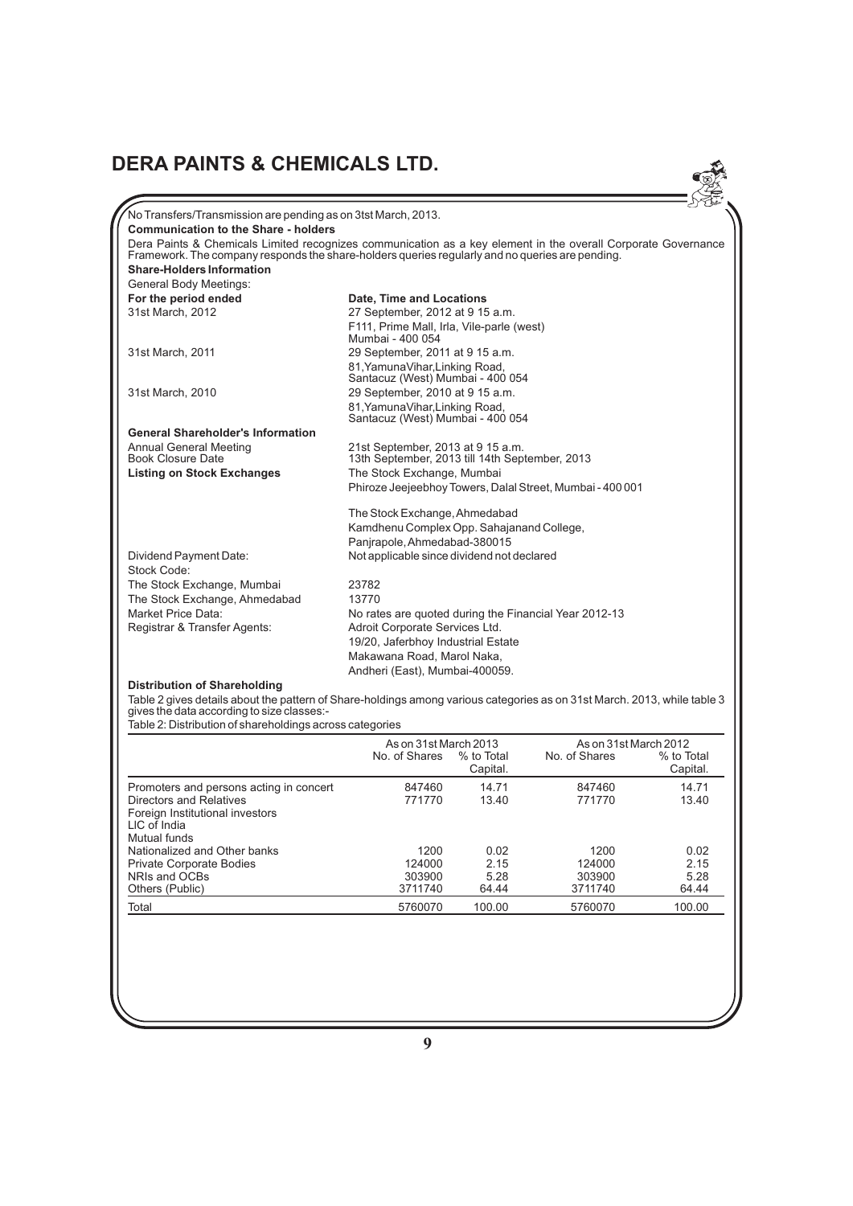No Transfers/Transmission are pending as on 3tst March, 2013.

**Communication to the Share - holders**

Dera Paints & Chemicals Limited recognizes communication as a key element in the overall Corporate Governance Framework. The company responds the share-holders queries regularly and no queries are pending.

**Share-Holders Information**

General Body Meetings:

| **For the period ended** | **Date, Time and Locations** |
|---|---|
| 31st March, 2012 | 27 September, 2012 at 9 15 a.m.<br>F111, Prime Mall, Irla, Vile-parle (west)<br>Mumbai - 400 054 |
| 31st March, 2011 | 29 September, 2011 at 9 15 a.m.<br>81,YamunaVihar,Linking Road,<br>Santacuz (West) Mumbai - 400 054 |
| 31st March, 2010 | 29 September, 2010 at 9 15 a.m.<br>81,YamunaVihar,Linking Road,<br>Santacuz (West) Mumbai - 400 054 |

**General Shareholder's Information**

| | |
|---|---|
| Annual General Meeting | 21st September, 2013 at 9 15 a.m. |
| Book Closure Date | 13th September, 2013 till 14th September, 2013 |
| **Listing on Stock Exchanges** | The Stock Exchange, Mumbai<br>Phiroze Jeejeebhoy Towers, Dalal Street, Mumbai - 400 001<br><br>The Stock Exchange, Ahmedabad<br>Kamdhenu Complex Opp. Sahajanand College,<br>Panjrapole, Ahmedabad-380015 |
| Dividend Payment Date: | Not applicable since dividend not declared |
| Stock Code: | |
| The Stock Exchange, Mumbai | 23782 |
| The Stock Exchange, Ahmedabad | 13770 |
| Market Price Data: | No rates are quoted during the Financial Year 2012-13 |
| Registrar & Transfer Agents: | Adroit Corporate Services Ltd.<br>19/20, Jaferbhoy Industrial Estate<br>Makawana Road, Marol Naka,<br>Andheri (East), Mumbai-400059. |

**Distribution of Shareholding**

Table 2 gives details about the pattern of Share-holdings among various categories as on 31st March. 2013, while table 3 gives the data according to size classes:-

Table 2: Distribution of shareholdings across categories

| | As on 31st March 2013 | | As on 31st March 2012 | |
|---|---|---|---|---|
| | No. of Shares | % to Total Capital. | No. of Shares | % to Total Capital. |
| Promoters and persons acting in concert | 847460 | 14.71 | 847460 | 14.71 |
| Directors and Relatives | 771770 | 13.40 | 771770 | 13.40 |
| Foreign Institutional investors | | | | |
| LIC of India | | | | |
| Mutual funds | | | | |
| Nationalized and Other banks | 1200 | 0.02 | 1200 | 0.02 |
| Private Corporate Bodies | 124000 | 2.15 | 124000 | 2.15 |
| NRIs and OCBs | 303900 | 5.28 | 303900 | 5.28 |
| Others (Public) | 3711740 | 64.44 | 3711740 | 64.44 |
| Total | 5760070 | 100.00 | 5760070 | 100.00 |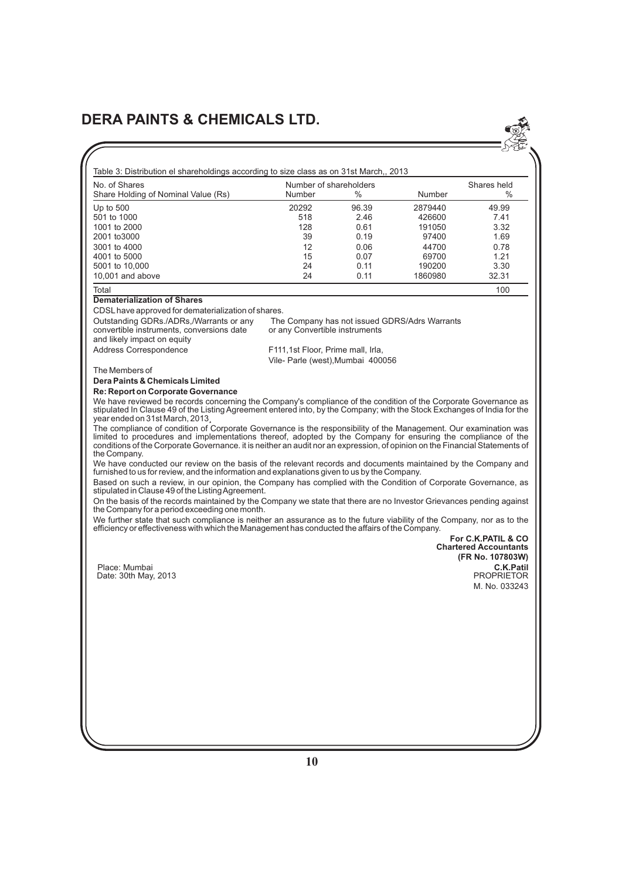Table 3: Distribution el shareholdings according to size class as on 31st March,, 2013

| No. of Shares Share Holding of Nominal Value (Rs) | Number of shareholders Number | % | Number | Shares held % |
|---|---|---|---|---|
| Up to 500 | 20292 | 96.39 | 2879440 | 49.99 |
| 501 to 1000 | 518 | 2.46 | 426600 | 7.41 |
| 1001 to 2000 | 128 | 0.61 | 191050 | 3.32 |
| 2001 to3000 | 39 | 0.19 | 97400 | 1.69 |
| 3001 to 4000 | 12 | 0.06 | 44700 | 0.78 |
| 4001 to 5000 | 15 | 0.07 | 69700 | 1.21 |
| 5001 to 10,000 | 24 | 0.11 | 190200 | 3.30 |
| 10,001 and above | 24 | 0.11 | 1860980 | 32.31 |
| Total | | | | 100 |

**Dematerialization of Shares**

CDSL have approved for dematerialization of shares.

| | |
|---|---|
| Outstanding GDRs./ADRs,/Warrants or any convertible instruments, conversions date and likely impact on equity | The Company has not issued GDRS/Adrs Warrants or any Convertible instruments |
| Address Correspondence | F111,1st Floor, Prime mall, Irla, Vile- Parle (west),Mumbai 400056 |

The Members of

**Dera Paints & Chemicals Limited**

**Re: Report on Corporate Governance**

We have reviewed be records concerning the Company's compliance of the condition of the Corporate Governance as stipulated In Clause 49 of the Listing Agreement entered into, by the Company; with the Stock Exchanges of India for the year ended on 31st March, 2013.

The compliance of condition of Corporate Governance is the responsibility of the Management. Our examination was limited to procedures and implementations thereof, adopted by the Company for ensuring the compliance of the conditions of the Corporate Governance. it is neither an audit nor an expression, of opinion on the Financial Statements of the Company.

We have conducted our review on the basis of the relevant records and documents maintained by the Company and furnished to us for review, and the information and explanations given to us by the Company.

Based on such a review, in our opinion, the Company has complied with the Condition of Corporate Governance, as stipulated in Clause 49 of the Listing Agreement.

On the basis of the records maintained by the Company we state that there are no Investor Grievances pending against the Company for a period exceeding one month.

We further state that such compliance is neither an assurance as to the future viability of the Company, nor as to the efficiency or effectiveness with which the Management has conducted the affairs of the Company.

**For C.K.PATIL & CO**
**Chartered Accountants**
**(FR No. 107803W)**

Place: Mumbai
Date: 30th May, 2013

**C.K.Patil**
PROPRIETOR
M. No. 033243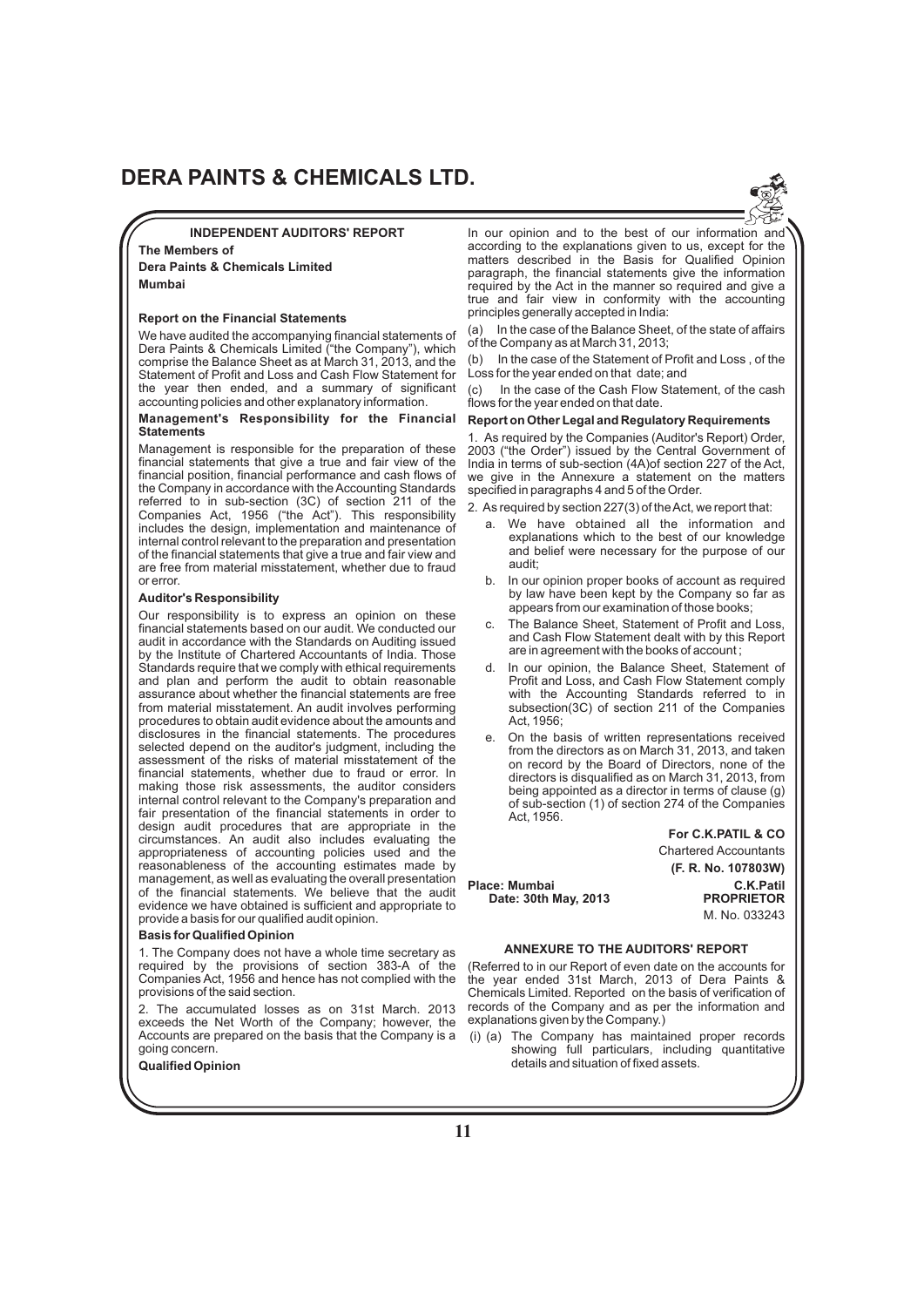## INDEPENDENT AUDITORS' REPORT

**The Members of**

**Dera Paints & Chemicals Limited**

**Mumbai**

### Report on the Financial Statements

We have audited the accompanying financial statements of Dera Paints & Chemicals Limited ("the Company"), which comprise the Balance Sheet as at March 31, 2013, and the Statement of Profit and Loss and Cash Flow Statement for the year then ended, and a summary of significant accounting policies and other explanatory information.

### Management's Responsibility for the Financial Statements

Management is responsible for the preparation of these financial statements that give a true and fair view of the financial position, financial performance and cash flows of the Company in accordance with the Accounting Standards referred to in sub-section (3C) of section 211 of the Companies Act, 1956 ("the Act"). This responsibility includes the design, implementation and maintenance of internal control relevant to the preparation and presentation of the financial statements that give a true and fair view and are free from material misstatement, whether due to fraud or error.

### Auditor's Responsibility

Our responsibility is to express an opinion on these financial statements based on our audit. We conducted our audit in accordance with the Standards on Auditing issued by the Institute of Chartered Accountants of India. Those Standards require that we comply with ethical requirements and plan and perform the audit to obtain reasonable assurance about whether the financial statements are free from material misstatement. An audit involves performing procedures to obtain audit evidence about the amounts and disclosures in the financial statements. The procedures selected depend on the auditor's judgment, including the assessment of the risks of material misstatement of the financial statements, whether due to fraud or error. In making those risk assessments, the auditor considers internal control relevant to the Company's preparation and fair presentation of the financial statements in order to design audit procedures that are appropriate in the circumstances. An audit also includes evaluating the appropriateness of accounting policies used and the reasonableness of the accounting estimates made by management, as well as evaluating the overall presentation of the financial statements. We believe that the audit evidence we have obtained is sufficient and appropriate to provide a basis for our qualified audit opinion.

### Basis for Qualified Opinion

1. The Company does not have a whole time secretary as required by the provisions of section 383-A of the Companies Act, 1956 and hence has not complied with the provisions of the said section.

2. The accumulated losses as on 31st March. 2013 exceeds the Net Worth of the Company; however, the Accounts are prepared on the basis that the Company is a going concern.

### Qualified Opinion

In our opinion and to the best of our information and according to the explanations given to us, except for the matters described in the Basis for Qualified Opinion paragraph, the financial statements give the information required by the Act in the manner so required and give a true and fair view in conformity with the accounting principles generally accepted in India:

(a) In the case of the Balance Sheet, of the state of affairs of the Company as at March 31, 2013;

(b) In the case of the Statement of Profit and Loss , of the Loss for the year ended on that date; and

(c) In the case of the Cash Flow Statement, of the cash flows for the year ended on that date.

### Report on Other Legal and Regulatory Requirements

1. As required by the Companies (Auditor's Report) Order, 2003 ("the Order") issued by the Central Government of India in terms of sub-section (4A)of section 227 of the Act, we give in the Annexure a statement on the matters specified in paragraphs 4 and 5 of the Order.

2. As required by section 227(3) of the Act, we report that:

   a. We have obtained all the information and explanations which to the best of our knowledge and belief were necessary for the purpose of our audit;

   b. In our opinion proper books of account as required by law have been kept by the Company so far as appears from our examination of those books;

   c. The Balance Sheet, Statement of Profit and Loss, and Cash Flow Statement dealt with by this Report are in agreement with the books of account ;

   d. In our opinion, the Balance Sheet, Statement of Profit and Loss, and Cash Flow Statement comply with the Accounting Standards referred to in subsection(3C) of section 211 of the Companies Act, 1956;

   e. On the basis of written representations received from the directors as on March 31, 2013, and taken on record by the Board of Directors, none of the directors is disqualified as on March 31, 2013, from being appointed as a director in terms of clause (g) of sub-section (1) of section 274 of the Companies Act, 1956.

**For C.K.PATIL & CO**

Chartered Accountants

**(F. R. No. 107803W)**

**Place: Mumbai**
**Date: 30th May, 2013**

**C.K.Patil**
**PROPRIETOR**
M. No. 033243

## ANNEXURE TO THE AUDITORS' REPORT

(Referred to in our Report of even date on the accounts for the year ended 31st March, 2013 of Dera Paints & Chemicals Limited. Reported on the basis of verification of records of the Company and as per the information and explanations given by the Company.)

(i) (a) The Company has maintained proper records showing full particulars, including quantitative details and situation of fixed assets.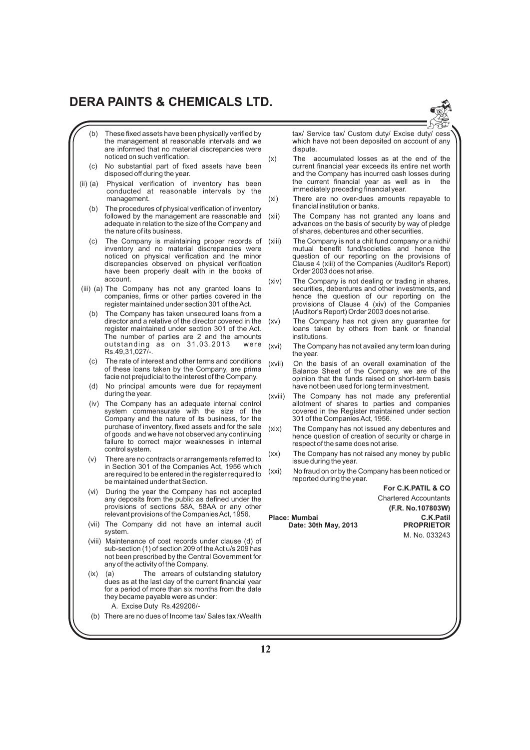(b) These fixed assets have been physically verified by the management at reasonable intervals and we are informed that no material discrepancies were noticed on such verification.

(c) No substantial part of fixed assets have been disposed off during the year.

(ii) (a) Physical verification of inventory has been conducted at reasonable intervals by the management.

(b) The procedures of physical verification of inventory followed by the management are reasonable and adequate in relation to the size of the Company and the nature of its business.

(c) The Company is maintaining proper records of inventory and no material discrepancies were noticed on physical verification and the minor discrepancies observed on physical verification have been properly dealt with in the books of account.

(iii) (a) The Company has not any granted loans to companies, firms or other parties covered in the register maintained under section 301 of the Act.

(b) The Company has taken unsecured loans from a director and a relative of the director covered in the register maintained under section 301 of the Act. The number of parties are 2 and the amounts outstanding as on 31.03.2013 were Rs.49,31,027/-.

(c) The rate of interest and other terms and conditions of these loans taken by the Company, are prima facie not prejudicial to the interest of the Company.

(d) No principal amounts were due for repayment during the year.

(iv) The Company has an adequate internal control system commensurate with the size of the Company and the nature of its business, for the purchase of inventory, fixed assets and for the sale of goods and we have not observed any continuing failure to correct major weaknesses in internal control system.

(v) There are no contracts or arrangements referred to in Section 301 of the Companies Act, 1956 which are required to be entered in the register required to be maintained under that Section.

(vi) During the year the Company has not accepted any deposits from the public as defined under the provisions of sections 58A, 58AA or any other relevant provisions of the Companies Act, 1956.

(vii) The Company did not have an internal audit system.

(viii) Maintenance of cost records under clause (d) of sub-section (1) of section 209 of the Act u/s 209 has not been prescribed by the Central Government for any of the activity of the Company.

(ix) (a) The arrears of outstanding statutory dues as at the last day of the current financial year for a period of more than six months from the date they became payable were as under:

A. Excise Duty Rs.429206/-

(b) There are no dues of Income tax/ Sales tax /Wealth tax/ Service tax/ Custom duty/ Excise duty/ cess which have not been deposited on account of any dispute.

(x) The accumulated losses as at the end of the current financial year exceeds its entire net worth and the Company has incurred cash losses during the current financial year as well as in the immediately preceding financial year.

(xi) There are no over-dues amounts repayable to financial institution or banks.

(xii) The Company has not granted any loans and advances on the basis of security by way of pledge of shares, debentures and other securities.

(xiii) The Company is not a chit fund company or a nidhi/ mutual benefit fund/societies and hence the question of our reporting on the provisions of Clause 4 (xiii) of the Companies (Auditor's Report) Order 2003 does not arise.

(xiv) The Company is not dealing or trading in shares, securities, debentures and other investments, and hence the question of our reporting on the provisions of Clause 4 (xiv) of the Companies (Auditor's Report) Order 2003 does not arise.

(xv) The Company has not given any guarantee for loans taken by others from bank or financial institutions.

(xvi) The Company has not availed any term loan during the year.

(xvii) On the basis of an overall examination of the Balance Sheet of the Company, we are of the opinion that the funds raised on short-term basis have not been used for long term investment.

(xviii) The Company has not made any preferential allotment of shares to parties and companies covered in the Register maintained under section 301 of the Companies Act, 1956.

(xix) The Company has not issued any debentures and hence question of creation of security or charge in respect of the same does not arise.

(xx) The Company has not raised any money by public issue during the year.

(xxi) No fraud on or by the Company has been noticed or reported during the year.

**For C.K.PATIL & CO**
Chartered Accountants
**(F.R. No.107803W)**

**Place: Mumbai**
**Date: 30th May, 2013**

**C.K.Patil**
**PROPRIETOR**
M. No. 033243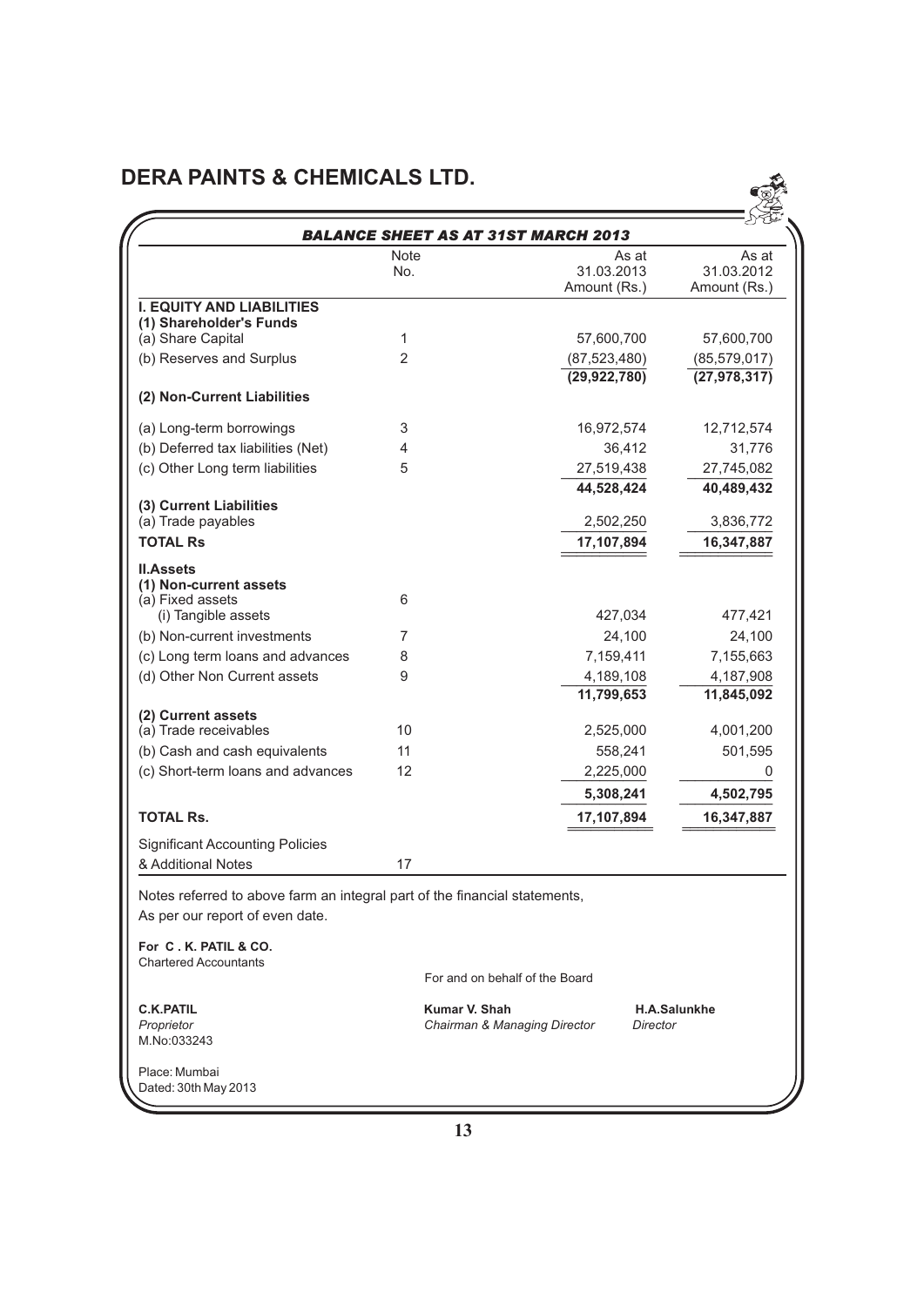# DERA PAINTS & CHEMICALS LTD.

## BALANCE SHEET AS AT 31ST MARCH 2013

| | Note No. | As at 31.03.2013 Amount (Rs.) | As at 31.03.2012 Amount (Rs.) |
|---|---|---|---|
| **I. EQUITY AND LIABILITIES** | | | |
| **(1) Shareholder's Funds** | | | |
| (a) Share Capital | 1 | 57,600,700 | 57,600,700 |
| (b) Reserves and Surplus | 2 | (87,523,480) | (85,579,017) |
| | | **(29,922,780)** | **(27,978,317)** |
| **(2) Non-Current Liabilities** | | | |
| (a) Long-term borrowings | 3 | 16,972,574 | 12,712,574 |
| (b) Deferred tax liabilities (Net) | 4 | 36,412 | 31,776 |
| (c) Other Long term liabilities | 5 | 27,519,438 | 27,745,082 |
| | | **44,528,424** | **40,489,432** |
| **(3) Current Liabilities** | | | |
| (a) Trade payables | | 2,502,250 | 3,836,772 |
| **TOTAL Rs** | | **17,107,894** | **16,347,887** |
| **II.Assets** | | | |
| **(1) Non-current assets** | | | |
| (a) Fixed assets | 6 | | |
| (i) Tangible assets | | 427,034 | 477,421 |
| (b) Non-current investments | 7 | 24,100 | 24,100 |
| (c) Long term loans and advances | 8 | 7,159,411 | 7,155,663 |
| (d) Other Non Current assets | 9 | 4,189,108 | 4,187,908 |
| | | **11,799,653** | **11,845,092** |
| **(2) Current assets** | | | |
| (a) Trade receivables | 10 | 2,525,000 | 4,001,200 |
| (b) Cash and cash equivalents | 11 | 558,241 | 501,595 |
| (c) Short-term loans and advances | 12 | 2,225,000 | 0 |
| | | **5,308,241** | **4,502,795** |
| **TOTAL Rs.** | | **17,107,894** | **16,347,887** |
| Significant Accounting Policies & Additional Notes | 17 | | |

Notes referred to above farm an integral part of the financial statements,

As per our report of even date.

**For C . K. PATIL & CO.**
Chartered Accountants

For and on behalf of the Board

**C.K.PATIL**
*Proprietor*
M.No:033243

**Kumar V. Shah**
*Chairman & Managing Director*

**H.A.Salunkhe**
*Director*

Place: Mumbai
Dated: 30th May 2013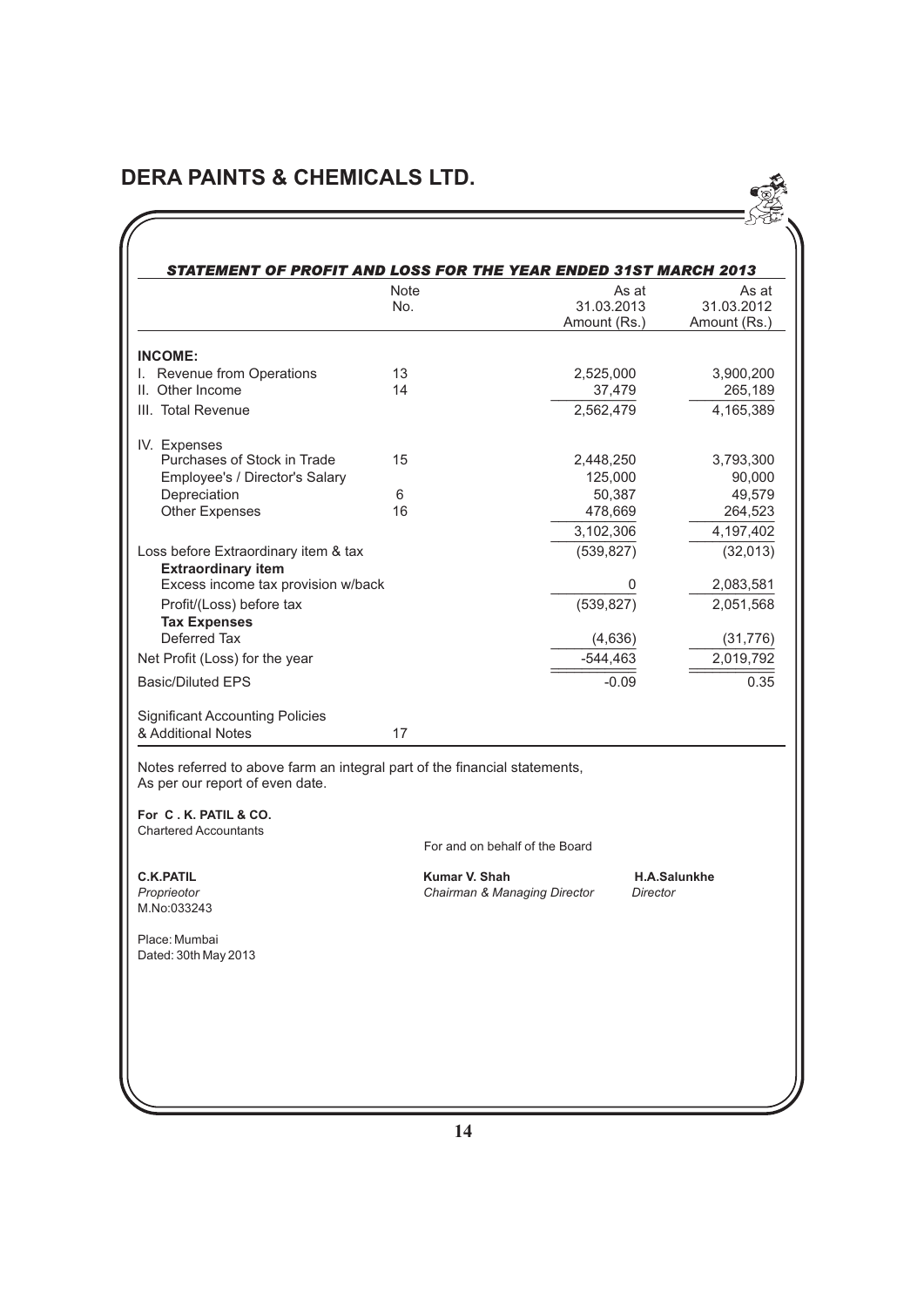# DERA PAINTS & CHEMICALS LTD.

## *STATEMENT OF PROFIT AND LOSS FOR THE YEAR ENDED 31ST MARCH 2013*

| | Note No. | As at 31.03.2013 Amount (Rs.) | As at 31.03.2012 Amount (Rs.) |
|---|---|---|---|
| **INCOME:** | | | |
| I. Revenue from Operations | 13 | 2,525,000 | 3,900,200 |
| II. Other Income | 14 | 37,479 | 265,189 |
| III. Total Revenue | | 2,562,479 | 4,165,389 |
| IV. Expenses | | | |
| Purchases of Stock in Trade | 15 | 2,448,250 | 3,793,300 |
| Employee's / Director's Salary | | 125,000 | 90,000 |
| Depreciation | 6 | 50,387 | 49,579 |
| Other Expenses | 16 | 478,669 | 264,523 |
| | | 3,102,306 | 4,197,402 |
| Loss before Extraordinary item & tax | | (539,827) | (32,013) |
| **Extraordinary item** | | | |
| Excess income tax provision w/back | | 0 | 2,083,581 |
| Profit/(Loss) before tax | | (539,827) | 2,051,568 |
| **Tax Expenses** | | | |
| Deferred Tax | | (4,636) | (31,776) |
| Net Profit (Loss) for the year | | -544,463 | 2,019,792 |
| Basic/Diluted EPS | | -0.09 | 0.35 |
| Significant Accounting Policies & Additional Notes | 17 | | |

Notes referred to above farm an integral part of the financial statements,
As per our report of even date.

**For C . K. PATIL & CO.**
Chartered Accountants

For and on behalf of the Board

**C.K.PATIL**
*Proprieotor*
M.No:033243

**Kumar V. Shah**
*Chairman & Managing Director*

**H.A.Salunkhe**
*Director*

Place: Mumbai
Dated: 30th May 2013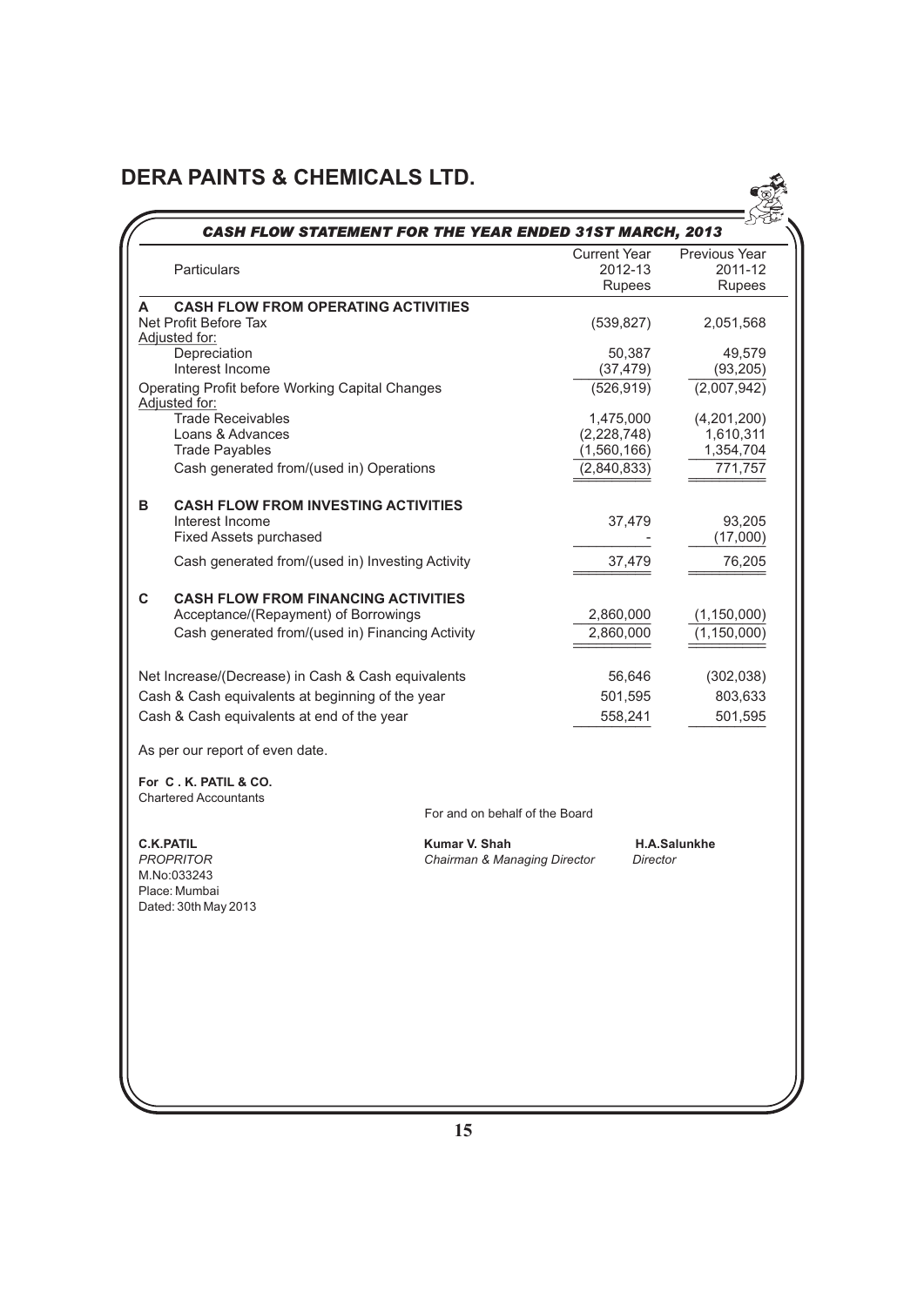# DERA PAINTS & CHEMICALS LTD.

## CASH FLOW STATEMENT FOR THE YEAR ENDED 31ST MARCH, 2013

| | Particulars | Current Year 2012-13 Rupees | Previous Year 2011-12 Rupees |
|---|---|---|---|
| **A** | **CASH FLOW FROM OPERATING ACTIVITIES** | | |
| | Net Profit Before Tax | (539,827) | 2,051,568 |
| | Adjusted for: | | |
| | Depreciation | 50,387 | 49,579 |
| | Interest Income | (37,479) | (93,205) |
| | Operating Profit before Working Capital Changes | (526,919) | (2,007,942) |
| | Adjusted for: | | |
| | Trade Receivables | 1,475,000 | (4,201,200) |
| | Loans & Advances | (2,228,748) | 1,610,311 |
| | Trade Payables | (1,560,166) | 1,354,704 |
| | Cash generated from/(used in) Operations | (2,840,833) | 771,757 |
| **B** | **CASH FLOW FROM INVESTING ACTIVITIES** | | |
| | Interest Income | 37,479 | 93,205 |
| | Fixed Assets purchased | - | (17,000) |
| | Cash generated from/(used in) Investing Activity | 37,479 | 76,205 |
| **C** | **CASH FLOW FROM FINANCING ACTIVITIES** | | |
| | Acceptance/(Repayment) of Borrowings | 2,860,000 | (1,150,000) |
| | Cash generated from/(used in) Financing Activity | 2,860,000 | (1,150,000) |
| | Net Increase/(Decrease) in Cash & Cash equivalents | 56,646 | (302,038) |
| | Cash & Cash equivalents at beginning of the year | 501,595 | 803,633 |
| | Cash & Cash equivalents at end of the year | 558,241 | 501,595 |

As per our report of even date.

**For C . K. PATIL & CO.**
Chartered Accountants

For and on behalf of the Board

**C.K.PATIL**
*PROPRITOR*
M.No:033243
Place: Mumbai
Dated: 30th May 2013

**Kumar V. Shah**
*Chairman & Managing Director*

**H.A.Salunkhe**
*Director*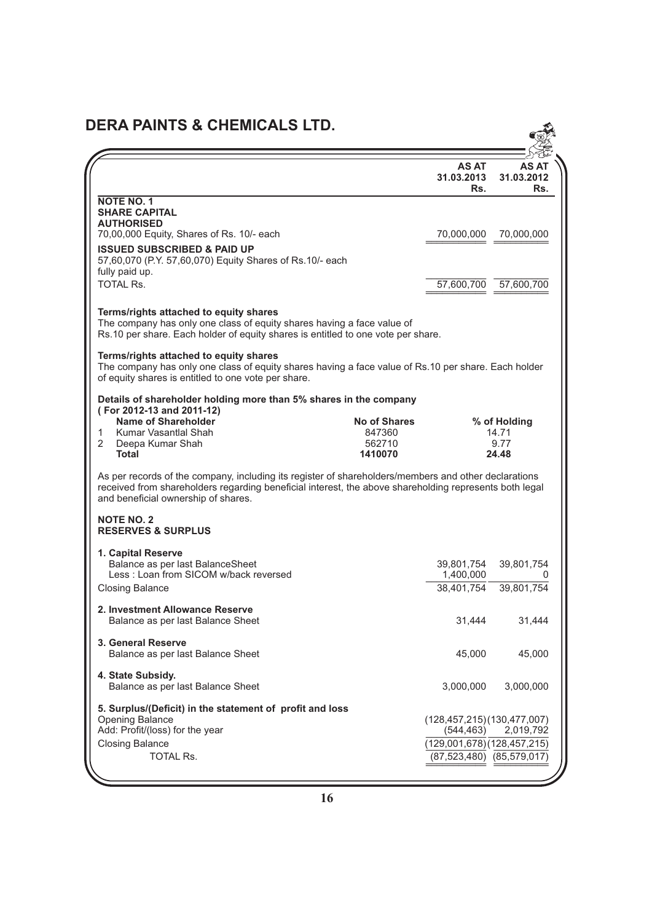# DERA PAINTS & CHEMICALS LTD.

| | AS AT 31.03.2013 Rs. | AS AT 31.03.2012 Rs. |
|---|---|---|
| **NOTE NO. 1** | | |
| **SHARE CAPITAL** | | |
| **AUTHORISED** | | |
| 70,00,000 Equity, Shares of Rs. 10/- each | 70,000,000 | 70,000,000 |
| **ISSUED SUBSCRIBED & PAID UP** | | |
| 57,60,070 (P.Y. 57,60,070) Equity Shares of Rs.10/- each fully paid up. | | |
| TOTAL Rs. | 57,600,700 | 57,600,700 |

**Terms/rights attached to equity shares**

The company has only one class of equity shares having a face value of Rs.10 per share. Each holder of equity shares is entitled to one vote per share.

**Terms/rights attached to equity shares**

The company has only one class of equity shares having a face value of Rs.10 per share. Each holder of equity shares is entitled to one vote per share.

**Details of shareholder holding more than 5% shares in the company ( For 2012-13 and 2011-12)**

| | Name of Shareholder | No of Shares | % of Holding |
|---|---|---|---|
| 1 | Kumar Vasantlal Shah | 847360 | 14.71 |
| 2 | Deepa Kumar Shah | 562710 | 9.77 |
| | **Total** | **1410070** | **24.48** |

As per records of the company, including its register of shareholders/members and other declarations received from shareholders regarding beneficial interest, the above shareholding represents both legal and beneficial ownership of shares.

| | AS AT 31.03.2013 Rs. | AS AT 31.03.2012 Rs. |
|---|---|---|
| **NOTE NO. 2** | | |
| **RESERVES & SURPLUS** | | |
| **1. Capital Reserve** | | |
| Balance as per last BalanceSheet | 39,801,754 | 39,801,754 |
| Less : Loan from SICOM w/back reversed | 1,400,000 | 0 |
| Closing Balance | 38,401,754 | 39,801,754 |
| **2. Investment Allowance Reserve** | | |
| Balance as per last Balance Sheet | 31,444 | 31,444 |
| **3. General Reserve** | | |
| Balance as per last Balance Sheet | 45,000 | 45,000 |
| **4. State Subsidy.** | | |
| Balance as per last Balance Sheet | 3,000,000 | 3,000,000 |
| **5. Surplus/(Deficit) in the statement of profit and loss** | | |
| Opening Balance | (128,457,215) | (130,477,007) |
| Add: Profit/(loss) for the year | (544,463) | 2,019,792 |
| Closing Balance | (129,001,678) | (128,457,215) |
| TOTAL Rs. | (87,523,480) | (85,579,017) |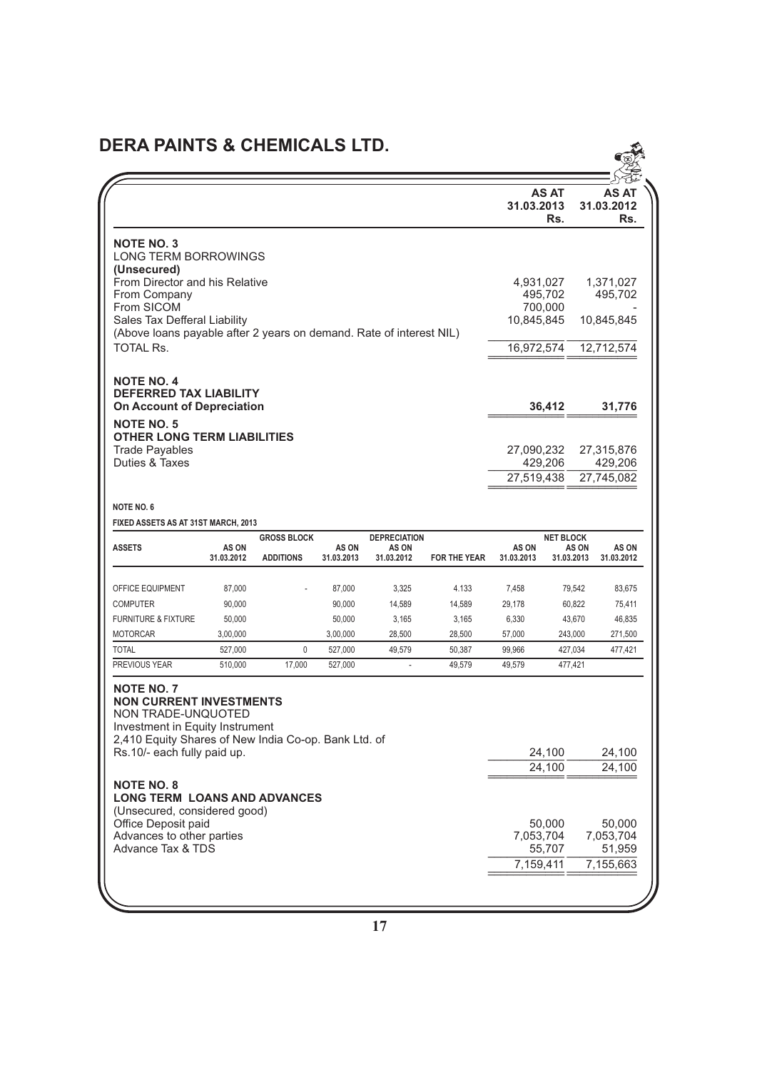# DERA PAINTS & CHEMICALS LTD.

| | AS AT 31.03.2013 Rs. | AS AT 31.03.2012 Rs. |
|---|---|---|
| **NOTE NO. 3** | | |
| LONG TERM BORROWINGS | | |
| **(Unsecured)** | | |
| From Director and his Relative | 4,931,027 | 1,371,027 |
| From Company | 495,702 | 495,702 |
| From SICOM | 700,000 | - |
| Sales Tax Defferal Liability | 10,845,845 | 10,845,845 |
| (Above loans payable after 2 years on demand. Rate of interest NIL) | | |
| TOTAL Rs. | 16,972,574 | 12,712,574 |
| **NOTE NO. 4** | | |
| **DEFERRED TAX LIABILITY** | | |
| **On Account of Depreciation** | **36,412** | **31,776** |
| **NOTE NO. 5** | | |
| **OTHER LONG TERM LIABILITIES** | | |
| Trade Payables | 27,090,232 | 27,315,876 |
| Duties & Taxes | 429,206 | 429,206 |
| | 27,519,438 | 27,745,082 |

**NOTE NO. 6**

**FIXED ASSETS AS AT 31ST MARCH, 2013**

| ASSETS | GROSS BLOCK | | | DEPRECIATION | | | NET BLOCK | |
|---|---|---|---|---|---|---|---|---|
| | AS ON 31.03.2012 | ADDITIONS | AS ON 31.03.2013 | AS ON 31.03.2012 | FOR THE YEAR | AS ON 31.03.2013 | AS ON 31.03.2013 | AS ON 31.03.2012 |
| OFFICE EQUIPMENT | 87,000 | - | 87,000 | 3,325 | 4.133 | 7,458 | 79,542 | 83,675 |
| COMPUTER | 90,000 | | 90,000 | 14,589 | 14,589 | 29,178 | 60,822 | 75,411 |
| FURNITURE & FIXTURE | 50,000 | | 50,000 | 3,165 | 3,165 | 6,330 | 43,670 | 46,835 |
| MOTORCAR | 3,00,000 | | 3,00,000 | 28,500 | 28,500 | 57,000 | 243,000 | 271,500 |
| TOTAL | 527,000 | 0 | 527,000 | 49,579 | 50,387 | 99,966 | 427,034 | 477,421 |
| PREVIOUS YEAR | 510,000 | 17,000 | 527,000 | - | 49,579 | 49,579 | 477,421 | |

| | AS AT 31.03.2013 Rs. | AS AT 31.03.2012 Rs. |
|---|---|---|
| **NOTE NO. 7** | | |
| **NON CURRENT INVESTMENTS** | | |
| NON TRADE-UNQUOTED | | |
| Investment in Equity Instrument | | |
| 2,410 Equity Shares of New India Co-op. Bank Ltd. of Rs.10/- each fully paid up. | 24,100 | 24,100 |
| | 24,100 | 24,100 |
| **NOTE NO. 8** | | |
| **LONG TERM LOANS AND ADVANCES** | | |
| (Unsecured, considered good) | | |
| Office Deposit paid | 50,000 | 50,000 |
| Advances to other parties | 7,053,704 | 7,053,704 |
| Advance Tax & TDS | 55,707 | 51,959 |
| | 7,159,411 | 7,155,663 |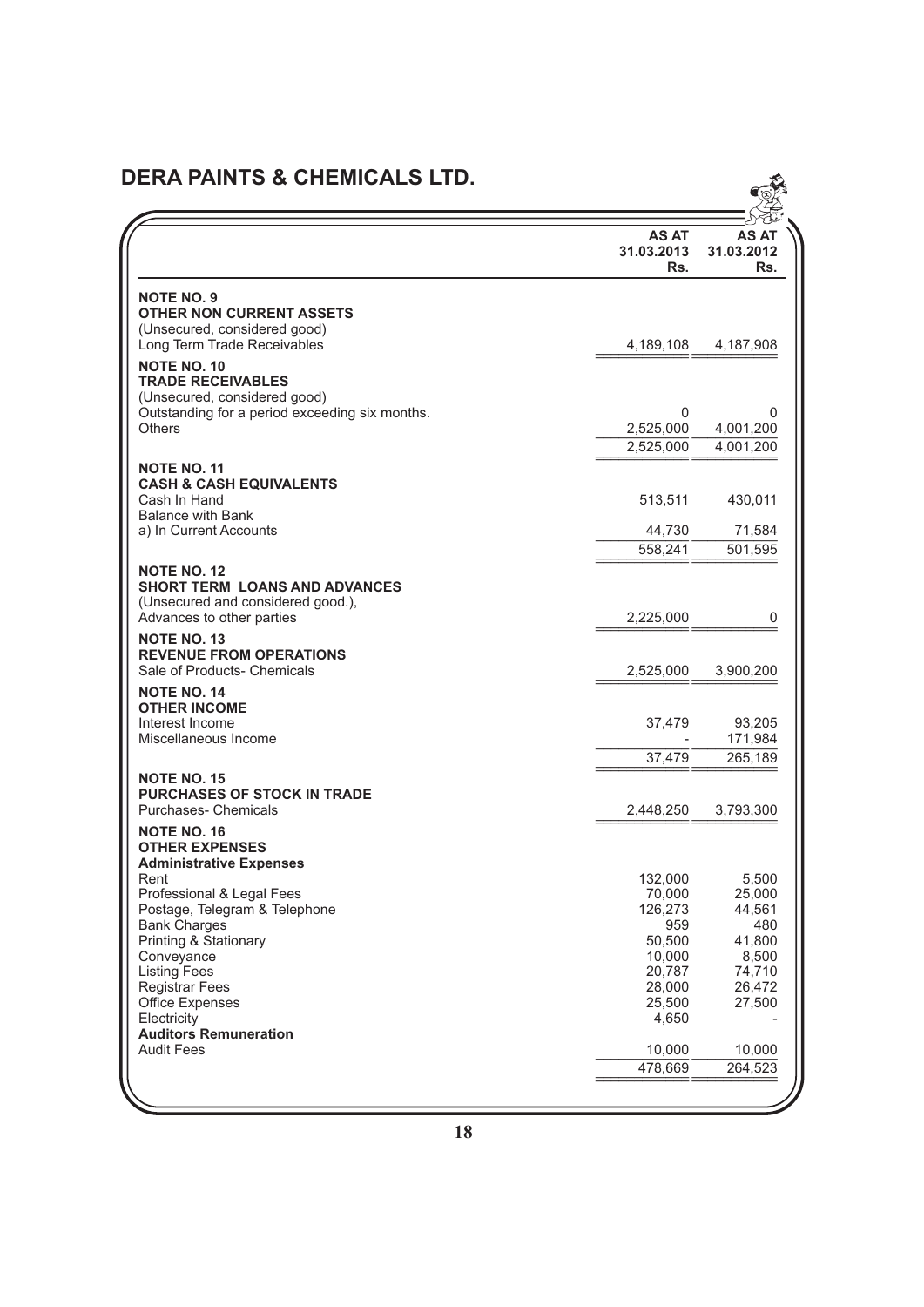# DERA PAINTS & CHEMICALS LTD.

| | AS AT 31.03.2013 Rs. | AS AT 31.03.2012 Rs. |
|---|---|---|
| **NOTE NO. 9** | | |
| **OTHER NON CURRENT ASSETS** | | |
| (Unsecured, considered good) | | |
| Long Term Trade Receivables | 4,189,108 | 4,187,908 |
| **NOTE NO. 10** | | |
| **TRADE RECEIVABLES** | | |
| (Unsecured, considered good) | | |
| Outstanding for a period exceeding six months. | 0 | 0 |
| Others | 2,525,000 | 4,001,200 |
| | 2,525,000 | 4,001,200 |
| **NOTE NO. 11** | | |
| **CASH & CASH EQUIVALENTS** | | |
| Cash In Hand | 513,511 | 430,011 |
| Balance with Bank | | |
| a) In Current Accounts | 44,730 | 71,584 |
| | 558,241 | 501,595 |
| **NOTE NO. 12** | | |
| **SHORT TERM LOANS AND ADVANCES** | | |
| (Unsecured and considered good.), | | |
| Advances to other parties | 2,225,000 | 0 |
| **NOTE NO. 13** | | |
| **REVENUE FROM OPERATIONS** | | |
| Sale of Products- Chemicals | 2,525,000 | 3,900,200 |
| **NOTE NO. 14** | | |
| **OTHER INCOME** | | |
| Interest Income | 37,479 | 93,205 |
| Miscellaneous Income | - | 171,984 |
| | 37,479 | 265,189 |
| **NOTE NO. 15** | | |
| **PURCHASES OF STOCK IN TRADE** | | |
| Purchases- Chemicals | 2,448,250 | 3,793,300 |
| **NOTE NO. 16** | | |
| **OTHER EXPENSES** | | |
| **Administrative Expenses** | | |
| Rent | 132,000 | 5,500 |
| Professional & Legal Fees | 70,000 | 25,000 |
| Postage, Telegram & Telephone | 126,273 | 44,561 |
| Bank Charges | 959 | 480 |
| Printing & Stationary | 50,500 | 41,800 |
| Conveyance | 10,000 | 8,500 |
| Listing Fees | 20,787 | 74,710 |
| Registrar Fees | 28,000 | 26,472 |
| Office Expenses | 25,500 | 27,500 |
| Electricity | 4,650 | - |
| **Auditors Remuneration** | | |
| Audit Fees | 10,000 | 10,000 |
| | 478,669 | 264,523 |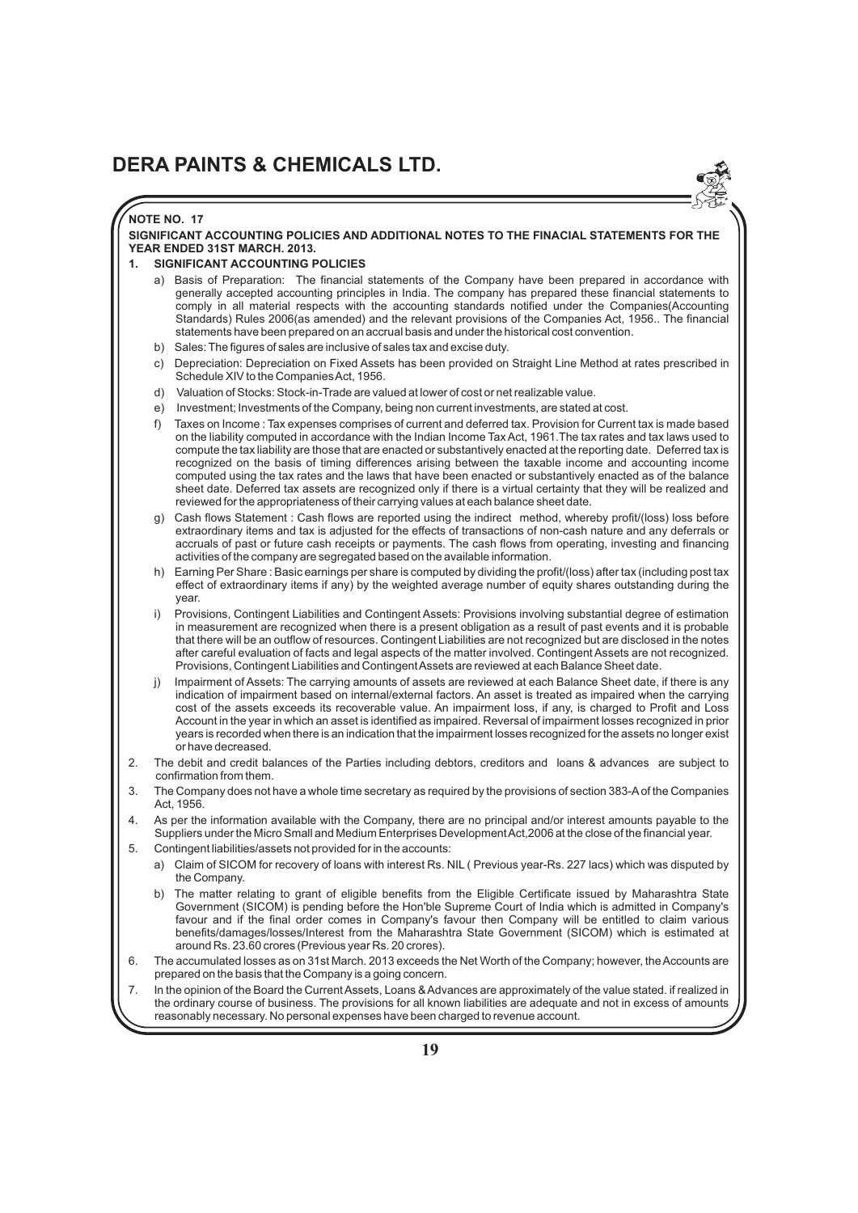# DERA PAINTS & CHEMICALS LTD.

**NOTE NO. 17**

**SIGNIFICANT ACCOUNTING POLICIES AND ADDITIONAL NOTES TO THE FINACIAL STATEMENTS FOR THE YEAR ENDED 31ST MARCH. 2013.**

**1. SIGNIFICANT ACCOUNTING POLICIES**

a) Basis of Preparation: The financial statements of the Company have been prepared in accordance with generally accepted accounting principles in India. The company has prepared these financial statements to comply in all material respects with the accounting standards notified under the Companies(Accounting Standards) Rules 2006(as amended) and the relevant provisions of the Companies Act, 1956.. The financial statements have been prepared on an accrual basis and under the historical cost convention.

b) Sales: The figures of sales are inclusive of sales tax and excise duty.

c) Depreciation: Depreciation on Fixed Assets has been provided on Straight Line Method at rates prescribed in Schedule XIV to the Companies Act, 1956.

d) Valuation of Stocks: Stock-in-Trade are valued at lower of cost or net realizable value.

e) Investment; Investments of the Company, being non current investments, are stated at cost.

f) Taxes on Income : Tax expenses comprises of current and deferred tax. Provision for Current tax is made based on the liability computed in accordance with the Indian Income Tax Act, 1961.The tax rates and tax laws used to compute the tax liability are those that are enacted or substantively enacted at the reporting date. Deferred tax is recognized on the basis of timing differences arising between the taxable income and accounting income computed using the tax rates and the laws that have been enacted or substantively enacted as of the balance sheet date. Deferred tax assets are recognized only if there is a virtual certainty that they will be realized and reviewed for the appropriateness of their carrying values at each balance sheet date.

g) Cash flows Statement : Cash flows are reported using the indirect method, whereby profit/(loss) loss before extraordinary items and tax is adjusted for the effects of transactions of non-cash nature and any deferrals or accruals of past or future cash receipts or payments. The cash flows from operating, investing and financing activities of the company are segregated based on the available information.

h) Earning Per Share : Basic earnings per share is computed by dividing the profit/(loss) after tax (including post tax effect of extraordinary items if any) by the weighted average number of equity shares outstanding during the year.

i) Provisions, Contingent Liabilities and Contingent Assets: Provisions involving substantial degree of estimation in measurement are recognized when there is a present obligation as a result of past events and it is probable that there will be an outflow of resources. Contingent Liabilities are not recognized but are disclosed in the notes after careful evaluation of facts and legal aspects of the matter involved. Contingent Assets are not recognized. Provisions, Contingent Liabilities and Contingent Assets are reviewed at each Balance Sheet date.

j) Impairment of Assets: The carrying amounts of assets are reviewed at each Balance Sheet date, if there is any indication of impairment based on internal/external factors. An asset is treated as impaired when the carrying cost of the assets exceeds its recoverable value. An impairment loss, if any, is charged to Profit and Loss Account in the year in which an asset is identified as impaired. Reversal of impairment losses recognized in prior years is recorded when there is an indication that the impairment losses recognized for the assets no longer exist or have decreased.

2. The debit and credit balances of the Parties including debtors, creditors and loans & advances are subject to confirmation from them.

3. The Company does not have a whole time secretary as required by the provisions of section 383-A of the Companies Act, 1956.

4. As per the information available with the Company, there are no principal and/or interest amounts payable to the Suppliers under the Micro Small and Medium Enterprises Development Act,2006 at the close of the financial year.

5. Contingent liabilities/assets not provided for in the accounts:

   a) Claim of SICOM for recovery of loans with interest Rs. NIL ( Previous year-Rs. 227 lacs) which was disputed by the Company.

   b) The matter relating to grant of eligible benefits from the Eligible Certificate issued by Maharashtra State Government (SICOM) is pending before the Hon'ble Supreme Court of India which is admitted in Company's favour and if the final order comes in Company's favour then Company will be entitled to claim various benefits/damages/losses/Interest from the Maharashtra State Government (SICOM) which is estimated at around Rs. 23.60 crores (Previous year Rs. 20 crores).

6. The accumulated losses as on 31st March. 2013 exceeds the Net Worth of the Company; however, the Accounts are prepared on the basis that the Company is a going concern.

7. In the opinion of the Board the Current Assets, Loans & Advances are approximately of the value stated. if realized in the ordinary course of business. The provisions for all known liabilities are adequate and not in excess of amounts reasonably necessary. No personal expenses have been charged to revenue account.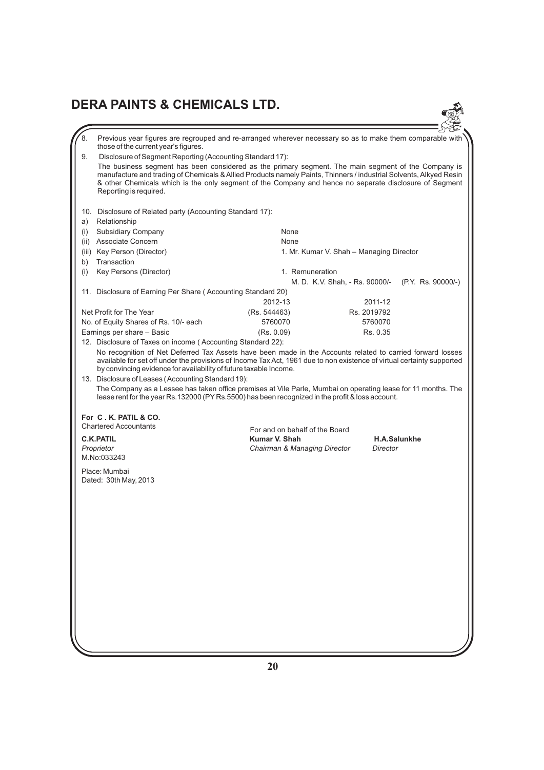8. Previous year figures are regrouped and re-arranged wherever necessary so as to make them comparable with those of the current year's figures.

9. Disclosure of Segment Reporting (Accounting Standard 17):

   The business segment has been considered as the primary segment. The main segment of the Company is manufacture and trading of Chemicals & Allied Products namely Paints, Thinners / industrial Solvents, Alkyed Resin & other Chemicals which is the only segment of the Company and hence no separate disclosure of Segment Reporting is required.

10. Disclosure of Related party (Accounting Standard 17):

a) Relationship

| | |
|---|---|
| (i) Subsidiary Company | None |
| (ii) Associate Concern | None |
| (iii) Key Person (Director) | 1. Mr. Kumar V. Shah – Managing Director |

b) Transaction

| | |
|---|---|
| (i) Key Persons (Director) | 1. Remuneration<br>M. D. K.V. Shah, - Rs. 90000/- (P.Y. Rs. 90000/-) |

11. Disclosure of Earning Per Share ( Accounting Standard 20)

| | 2012-13 | 2011-12 |
|---|---|---|
| Net Profit for The Year | (Rs. 544463) | Rs. 2019792 |
| No. of Equity Shares of Rs. 10/- each | 5760070 | 5760070 |
| Earnings per share – Basic | (Rs. 0.09) | Rs. 0.35 |

12. Disclosure of Taxes on income ( Accounting Standard 22):

    No recognition of Net Deferred Tax Assets have been made in the Accounts related to carried forward losses available for set off under the provisions of Income Tax Act, 1961 due to non existence of virtual certainty supported by convincing evidence for availability of future taxable Income.

13. Disclosure of Leases (Accounting Standard 19):

    The Company as a Lessee has taken office premises at Vile Parle, Mumbai on operating lease for 11 months. The lease rent for the year Rs.132000 (PY Rs.5500) has been recognized in the profit & loss account.

**For C . K. PATIL & CO.**
Chartered Accountants

**C.K.PATIL**
*Proprietor*
M.No:033243

For and on behalf of the Board

**Kumar V. Shah**
*Chairman & Managing Director*

**H.A.Salunkhe**
*Director*

Place: Mumbai
Dated: 30th May, 2013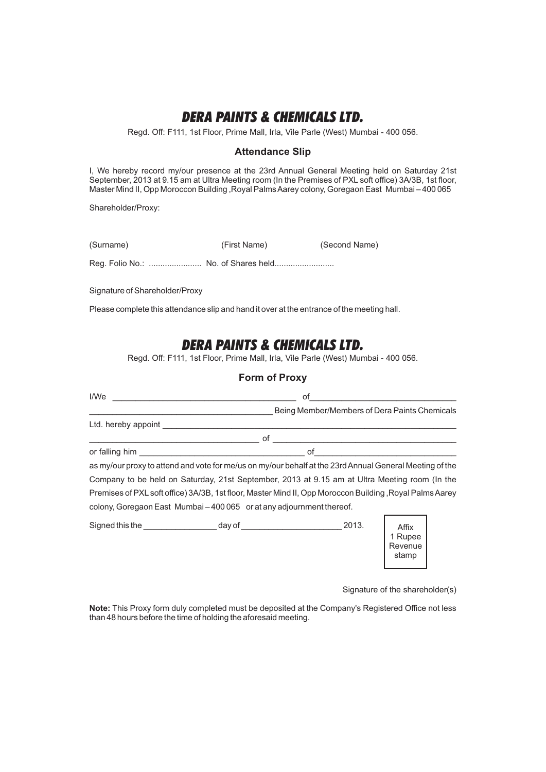# DERA PAINTS & CHEMICALS LTD.

Regd. Off: F111, 1st Floor, Prime Mall, Irla, Vile Parle (West) Mumbai - 400 056.

## Attendance Slip

I, We hereby record my/our presence at the 23rd Annual General Meeting held on Saturday 21st September, 2013 at 9.15 am at Ultra Meeting room (In the Premises of PXL soft office) 3A/3B, 1st floor, Master Mind II, Opp Moroccon Building ,Royal Palms Aarey colony, Goregaon East Mumbai – 400 065

Shareholder/Proxy:

(Surname) (First Name) (Second Name)

Reg. Folio No.: ...................... No. of Shares held..........................

Signature of Shareholder/Proxy

Please complete this attendance slip and hand it over at the entrance of the meeting hall.

# DERA PAINTS & CHEMICALS LTD.

Regd. Off: F111, 1st Floor, Prime Mall, Irla, Vile Parle (West) Mumbai - 400 056.

## Form of Proxy

I/We ______________________________________ of______________________________

______________________________________ Being Member/Members of Dera Paints Chemicals Ltd. hereby appoint ______________________________________________________________

____________________________________ of ______________________________________

or falling him __________________________________ of______________________________

as my/our proxy to attend and vote for me/us on my/our behalf at the 23rd Annual General Meeting of the Company to be held on Saturday, 21st September, 2013 at 9.15 am at Ultra Meeting room (In the Premises of PXL soft office) 3A/3B, 1st floor, Master Mind II, Opp Moroccon Building ,Royal Palms Aarey colony, Goregaon East Mumbai – 400 065 or at any adjournment thereof.

Signed this the _______________ day of _____________________ 2013.

Affix 1 Rupee Revenue stamp

Signature of the shareholder(s)

**Note:** This Proxy form duly completed must be deposited at the Company's Registered Office not less than 48 hours before the time of holding the aforesaid meeting.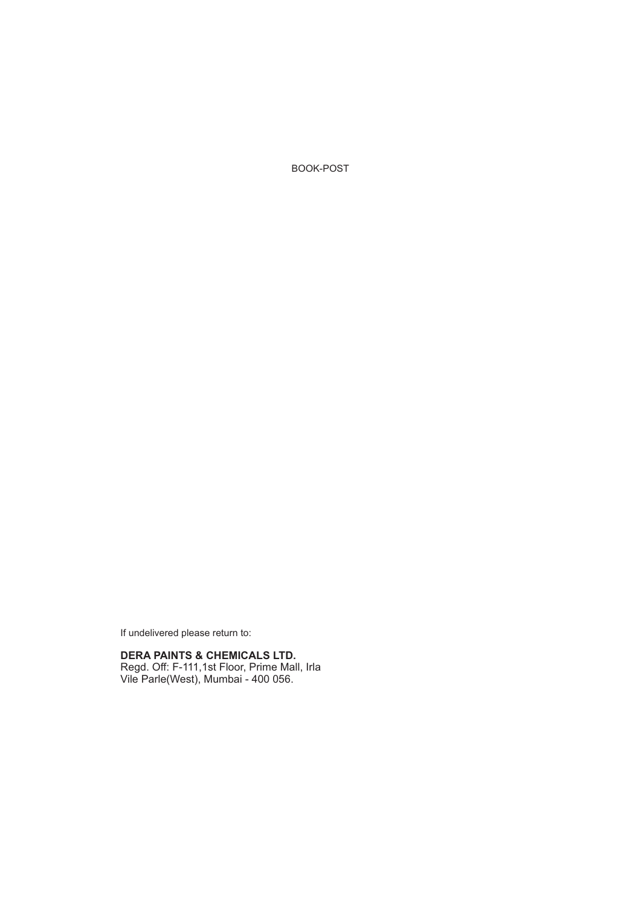BOOK-POST

If undelivered please return to:

**DERA PAINTS & CHEMICALS LTD.**
Regd. Off: F-111,1st Floor, Prime Mall, Irla
Vile Parle(West), Mumbai - 400 056.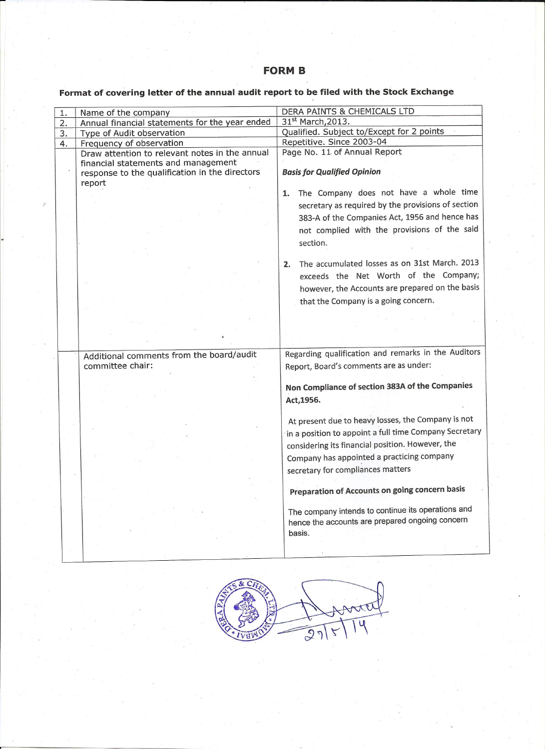# FORM B

**Format of covering letter of the annual audit report to be filed with the Stock Exchange**

| | | |
|---|---|---|
| 1. | Name of the company | DERA PAINTS & CHEMICALS LTD |
| 2. | Annual financial statements for the year ended | 31st March,2013. |
| 3. | Type of Audit observation | Qualified. Subject to/Except for 2 points |
| 4. | Frequency of observation | Repetitive. Since 2003-04 |
| | Draw attention to relevant notes in the annual financial statements and management response to the qualification in the directors report | Page No. 11 of Annual Report<br><br>***Basis for Qualified Opinion***<br><br>**1.** The Company does not have a whole time secretary as required by the provisions of section 383-A of the Companies Act, 1956 and hence has not complied with the provisions of the said section.<br><br>**2.** The accumulated losses as on 31st March. 2013 exceeds the Net Worth of the Company; however, the Accounts are prepared on the basis that the Company is a going concern. |
| | Additional comments from the board/audit committee chair: | Regarding qualification and remarks in the Auditors Report, Board's comments are as under:<br><br>**Non Compliance of section 383A of the Companies Act,1956.**<br><br>At present due to heavy losses, the Company is not in a position to appoint a full time Company Secretary considering its financial position. However, the Company has appointed a practicing company secretary for compliances matters<br><br>**Preparation of Accounts on going concern basis**<br><br>The company intends to continue its operations and hence the accounts are prepared ongoing concern basis. |

27/5/14